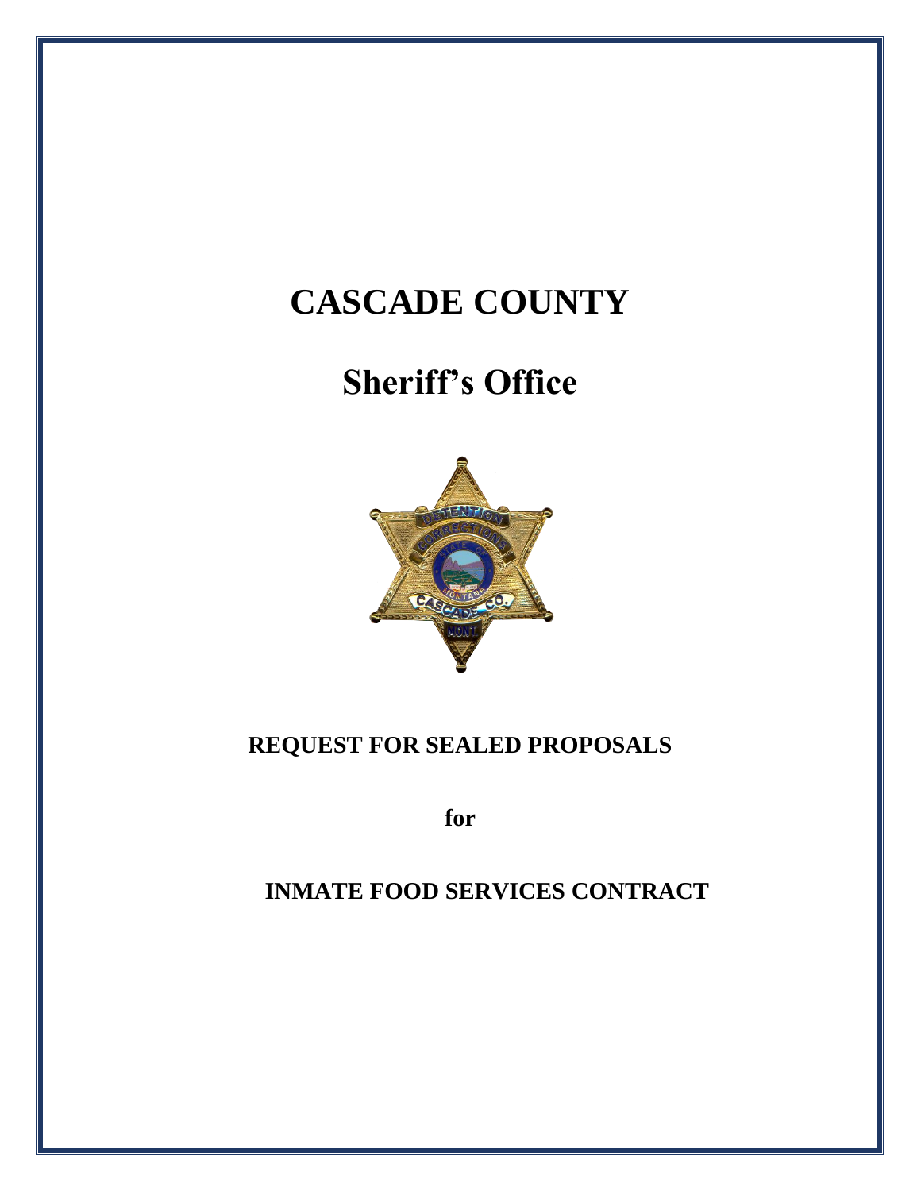# CASCADE COUNTY

# Sheriff's Office

## REQUEST FOR SEALED PROPOSALS

**for**

## INMATE FOOD SERVICES CONTRACT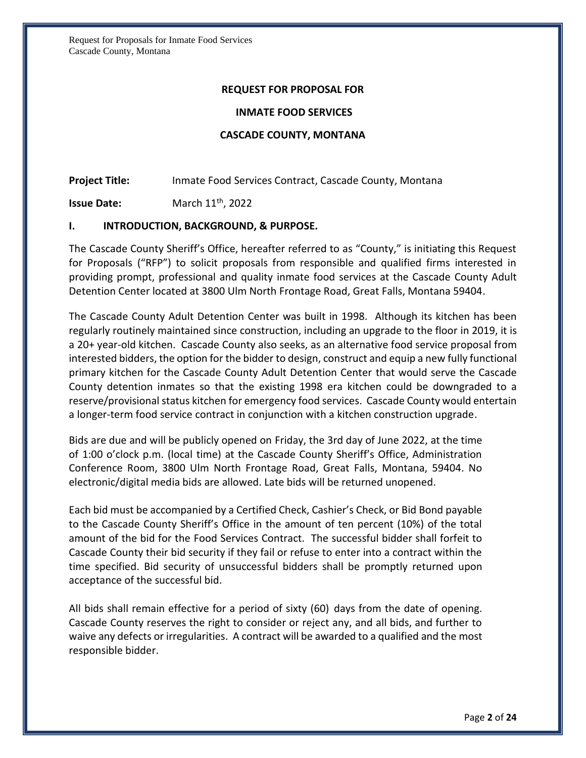**REQUEST FOR PROPOSAL FOR**

**INMATE FOOD SERVICES**

**CASCADE COUNTY, MONTANA**

**Project Title:** Inmate Food Services Contract, Cascade County, Montana

**Issue Date:** March 11th, 2022

## I. INTRODUCTION, BACKGROUND, & PURPOSE.

The Cascade County Sheriff's Office, hereafter referred to as "County," is initiating this Request for Proposals ("RFP") to solicit proposals from responsible and qualified firms interested in providing prompt, professional and quality inmate food services at the Cascade County Adult Detention Center located at 3800 Ulm North Frontage Road, Great Falls, Montana 59404.

The Cascade County Adult Detention Center was built in 1998. Although its kitchen has been regularly routinely maintained since construction, including an upgrade to the floor in 2019, it is a 20+ year-old kitchen. Cascade County also seeks, as an alternative food service proposal from interested bidders, the option for the bidder to design, construct and equip a new fully functional primary kitchen for the Cascade County Adult Detention Center that would serve the Cascade County detention inmates so that the existing 1998 era kitchen could be downgraded to a reserve/provisional status kitchen for emergency food services. Cascade County would entertain a longer-term food service contract in conjunction with a kitchen construction upgrade.

Bids are due and will be publicly opened on Friday, the 3rd day of June 2022, at the time of 1:00 o'clock p.m. (local time) at the Cascade County Sheriff's Office, Administration Conference Room, 3800 Ulm North Frontage Road, Great Falls, Montana, 59404. No electronic/digital media bids are allowed. Late bids will be returned unopened.

Each bid must be accompanied by a Certified Check, Cashier's Check, or Bid Bond payable to the Cascade County Sheriff's Office in the amount of ten percent (10%) of the total amount of the bid for the Food Services Contract. The successful bidder shall forfeit to Cascade County their bid security if they fail or refuse to enter into a contract within the time specified. Bid security of unsuccessful bidders shall be promptly returned upon acceptance of the successful bid.

All bids shall remain effective for a period of sixty (60) days from the date of opening. Cascade County reserves the right to consider or reject any, and all bids, and further to waive any defects or irregularities. A contract will be awarded to a qualified and the most responsible bidder.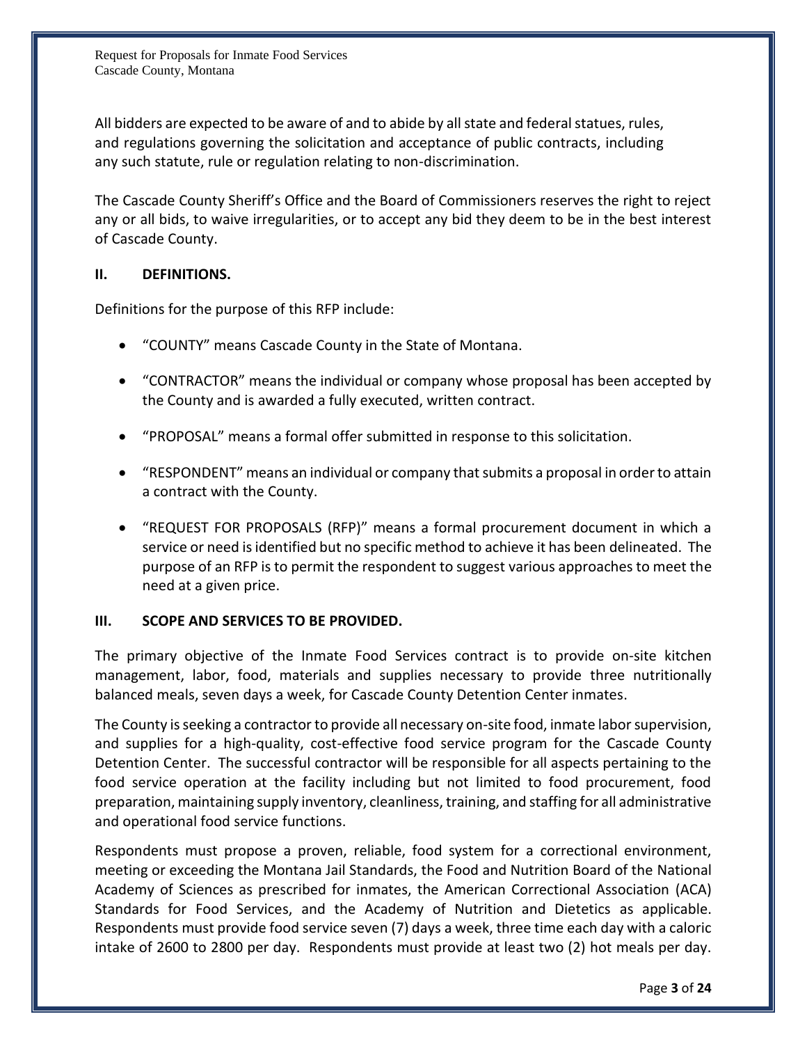All bidders are expected to be aware of and to abide by all state and federal statues, rules, and regulations governing the solicitation and acceptance of public contracts, including any such statute, rule or regulation relating to non-discrimination.

The Cascade County Sheriff's Office and the Board of Commissioners reserves the right to reject any or all bids, to waive irregularities, or to accept any bid they deem to be in the best interest of Cascade County.

## II. DEFINITIONS.

Definitions for the purpose of this RFP include:

- "COUNTY" means Cascade County in the State of Montana.
- "CONTRACTOR" means the individual or company whose proposal has been accepted by the County and is awarded a fully executed, written contract.
- "PROPOSAL" means a formal offer submitted in response to this solicitation.
- "RESPONDENT" means an individual or company that submits a proposal in order to attain a contract with the County.
- "REQUEST FOR PROPOSALS (RFP)" means a formal procurement document in which a service or need is identified but no specific method to achieve it has been delineated. The purpose of an RFP is to permit the respondent to suggest various approaches to meet the need at a given price.

## III. SCOPE AND SERVICES TO BE PROVIDED.

The primary objective of the Inmate Food Services contract is to provide on-site kitchen management, labor, food, materials and supplies necessary to provide three nutritionally balanced meals, seven days a week, for Cascade County Detention Center inmates.

The County is seeking a contractor to provide all necessary on-site food, inmate labor supervision, and supplies for a high-quality, cost-effective food service program for the Cascade County Detention Center. The successful contractor will be responsible for all aspects pertaining to the food service operation at the facility including but not limited to food procurement, food preparation, maintaining supply inventory, cleanliness, training, and staffing for all administrative and operational food service functions.

Respondents must propose a proven, reliable, food system for a correctional environment, meeting or exceeding the Montana Jail Standards, the Food and Nutrition Board of the National Academy of Sciences as prescribed for inmates, the American Correctional Association (ACA) Standards for Food Services, and the Academy of Nutrition and Dietetics as applicable. Respondents must provide food service seven (7) days a week, three time each day with a caloric intake of 2600 to 2800 per day. Respondents must provide at least two (2) hot meals per day.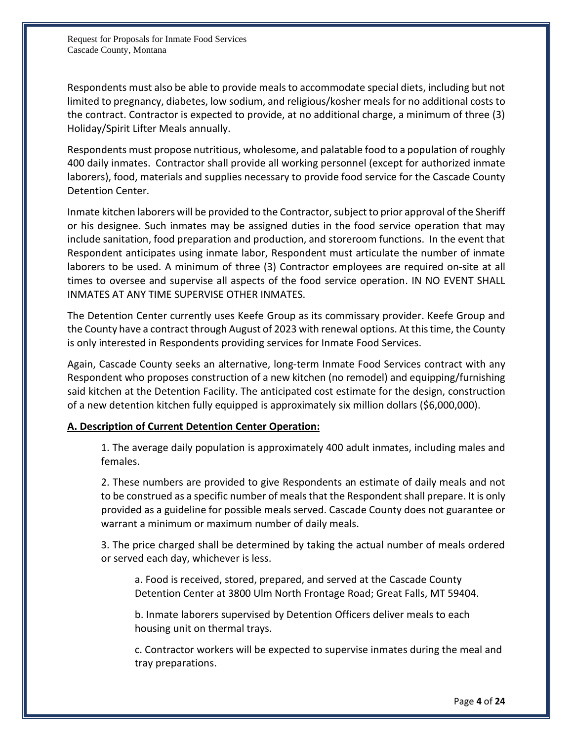Respondents must also be able to provide meals to accommodate special diets, including but not limited to pregnancy, diabetes, low sodium, and religious/kosher meals for no additional costs to the contract. Contractor is expected to provide, at no additional charge, a minimum of three (3) Holiday/Spirit Lifter Meals annually.

Respondents must propose nutritious, wholesome, and palatable food to a population of roughly 400 daily inmates. Contractor shall provide all working personnel (except for authorized inmate laborers), food, materials and supplies necessary to provide food service for the Cascade County Detention Center.

Inmate kitchen laborers will be provided to the Contractor, subject to prior approval of the Sheriff or his designee. Such inmates may be assigned duties in the food service operation that may include sanitation, food preparation and production, and storeroom functions. In the event that Respondent anticipates using inmate labor, Respondent must articulate the number of inmate laborers to be used. A minimum of three (3) Contractor employees are required on-site at all times to oversee and supervise all aspects of the food service operation. IN NO EVENT SHALL INMATES AT ANY TIME SUPERVISE OTHER INMATES.

The Detention Center currently uses Keefe Group as its commissary provider. Keefe Group and the County have a contract through August of 2023 with renewal options. At this time, the County is only interested in Respondents providing services for Inmate Food Services.

Again, Cascade County seeks an alternative, long-term Inmate Food Services contract with any Respondent who proposes construction of a new kitchen (no remodel) and equipping/furnishing said kitchen at the Detention Facility. The anticipated cost estimate for the design, construction of a new detention kitchen fully equipped is approximately six million dollars ($6,000,000).

**A. Description of Current Detention Center Operation:**

1. The average daily population is approximately 400 adult inmates, including males and females.

2. These numbers are provided to give Respondents an estimate of daily meals and not to be construed as a specific number of meals that the Respondent shall prepare. It is only provided as a guideline for possible meals served. Cascade County does not guarantee or warrant a minimum or maximum number of daily meals.

3. The price charged shall be determined by taking the actual number of meals ordered or served each day, whichever is less.

   a. Food is received, stored, prepared, and served at the Cascade County Detention Center at 3800 Ulm North Frontage Road; Great Falls, MT 59404.

   b. Inmate laborers supervised by Detention Officers deliver meals to each housing unit on thermal trays.

   c. Contractor workers will be expected to supervise inmates during the meal and tray preparations.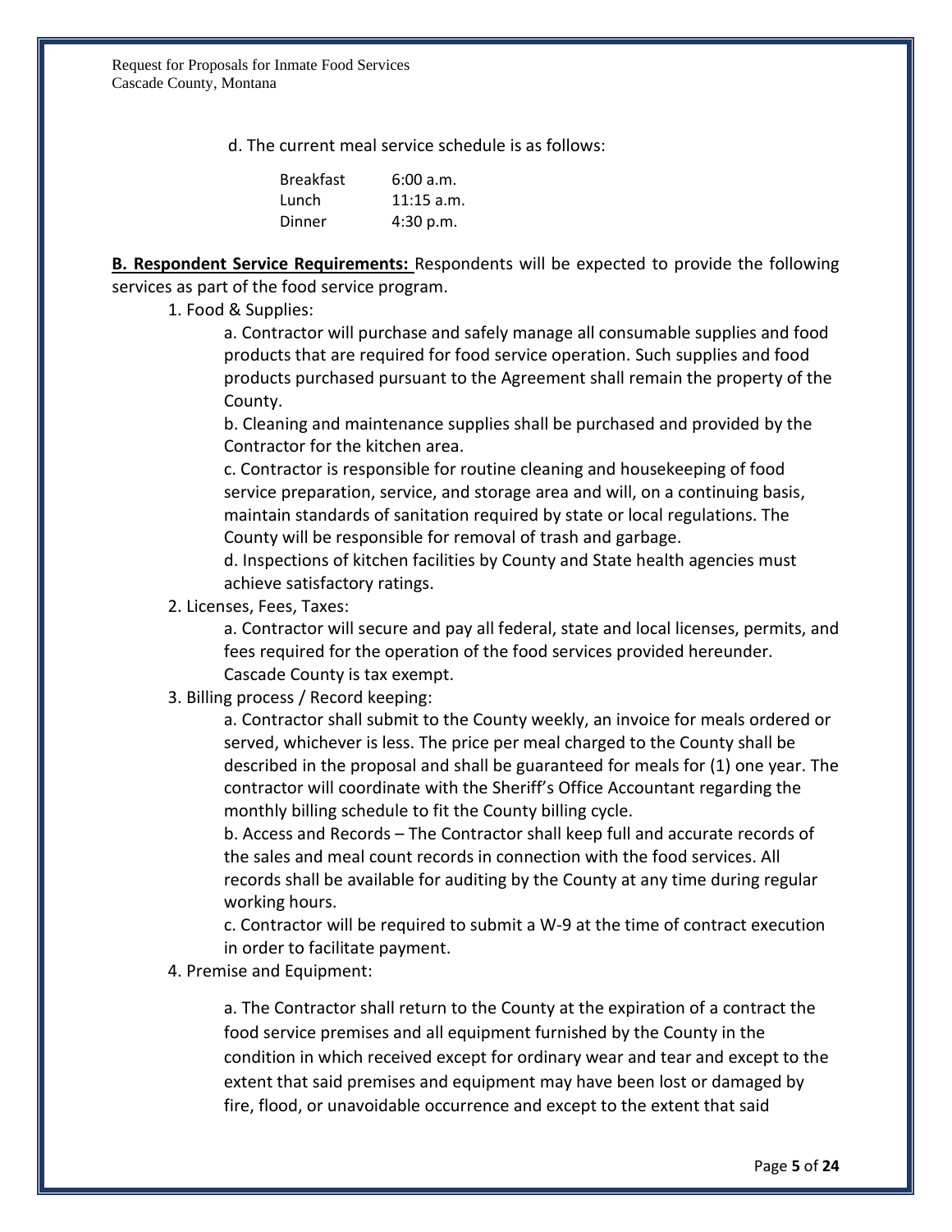d. The current meal service schedule is as follows:

| | |
|---|---|
| Breakfast | 6:00 a.m. |
| Lunch | 11:15 a.m. |
| Dinner | 4:30 p.m. |

**B. Respondent Service Requirements:** Respondents will be expected to provide the following services as part of the food service program.

1. Food & Supplies:

   a. Contractor will purchase and safely manage all consumable supplies and food products that are required for food service operation. Such supplies and food products purchased pursuant to the Agreement shall remain the property of the County.

   b. Cleaning and maintenance supplies shall be purchased and provided by the Contractor for the kitchen area.

   c. Contractor is responsible for routine cleaning and housekeeping of food service preparation, service, and storage area and will, on a continuing basis, maintain standards of sanitation required by state or local regulations. The County will be responsible for removal of trash and garbage.

   d. Inspections of kitchen facilities by County and State health agencies must achieve satisfactory ratings.

2. Licenses, Fees, Taxes:

   a. Contractor will secure and pay all federal, state and local licenses, permits, and fees required for the operation of the food services provided hereunder. Cascade County is tax exempt.

3. Billing process / Record keeping:

   a. Contractor shall submit to the County weekly, an invoice for meals ordered or served, whichever is less. The price per meal charged to the County shall be described in the proposal and shall be guaranteed for meals for (1) one year. The contractor will coordinate with the Sheriff's Office Accountant regarding the monthly billing schedule to fit the County billing cycle.

   b. Access and Records – The Contractor shall keep full and accurate records of the sales and meal count records in connection with the food services. All records shall be available for auditing by the County at any time during regular working hours.

   c. Contractor will be required to submit a W-9 at the time of contract execution in order to facilitate payment.

4. Premise and Equipment:

   a. The Contractor shall return to the County at the expiration of a contract the food service premises and all equipment furnished by the County in the condition in which received except for ordinary wear and tear and except to the extent that said premises and equipment may have been lost or damaged by fire, flood, or unavoidable occurrence and except to the extent that said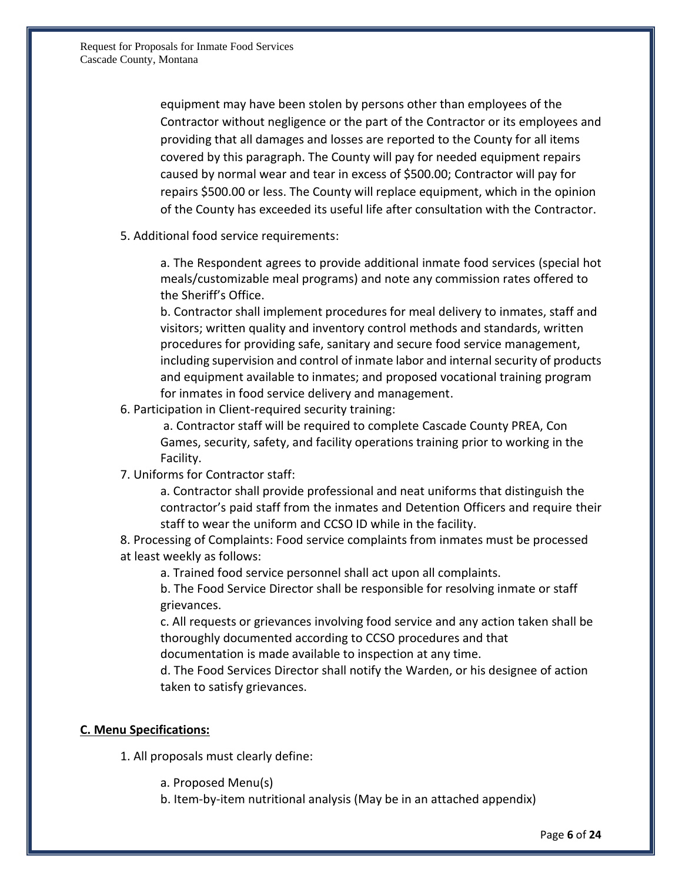equipment may have been stolen by persons other than employees of the Contractor without negligence or the part of the Contractor or its employees and providing that all damages and losses are reported to the County for all items covered by this paragraph. The County will pay for needed equipment repairs caused by normal wear and tear in excess of $500.00; Contractor will pay for repairs $500.00 or less. The County will replace equipment, which in the opinion of the County has exceeded its useful life after consultation with the Contractor.

5. Additional food service requirements:

   a. The Respondent agrees to provide additional inmate food services (special hot meals/customizable meal programs) and note any commission rates offered to the Sheriff's Office.

   b. Contractor shall implement procedures for meal delivery to inmates, staff and visitors; written quality and inventory control methods and standards, written procedures for providing safe, sanitary and secure food service management, including supervision and control of inmate labor and internal security of products and equipment available to inmates; and proposed vocational training program for inmates in food service delivery and management.

6. Participation in Client-required security training:

   a. Contractor staff will be required to complete Cascade County PREA, Con Games, security, safety, and facility operations training prior to working in the Facility.

7. Uniforms for Contractor staff:

   a. Contractor shall provide professional and neat uniforms that distinguish the contractor's paid staff from the inmates and Detention Officers and require their staff to wear the uniform and CCSO ID while in the facility.

8. Processing of Complaints: Food service complaints from inmates must be processed at least weekly as follows:

   a. Trained food service personnel shall act upon all complaints.

   b. The Food Service Director shall be responsible for resolving inmate or staff grievances.

   c. All requests or grievances involving food service and any action taken shall be thoroughly documented according to CCSO procedures and that documentation is made available to inspection at any time.

   d. The Food Services Director shall notify the Warden, or his designee of action taken to satisfy grievances.

**C. Menu Specifications:**

1. All proposals must clearly define:

   a. Proposed Menu(s)

   b. Item-by-item nutritional analysis (May be in an attached appendix)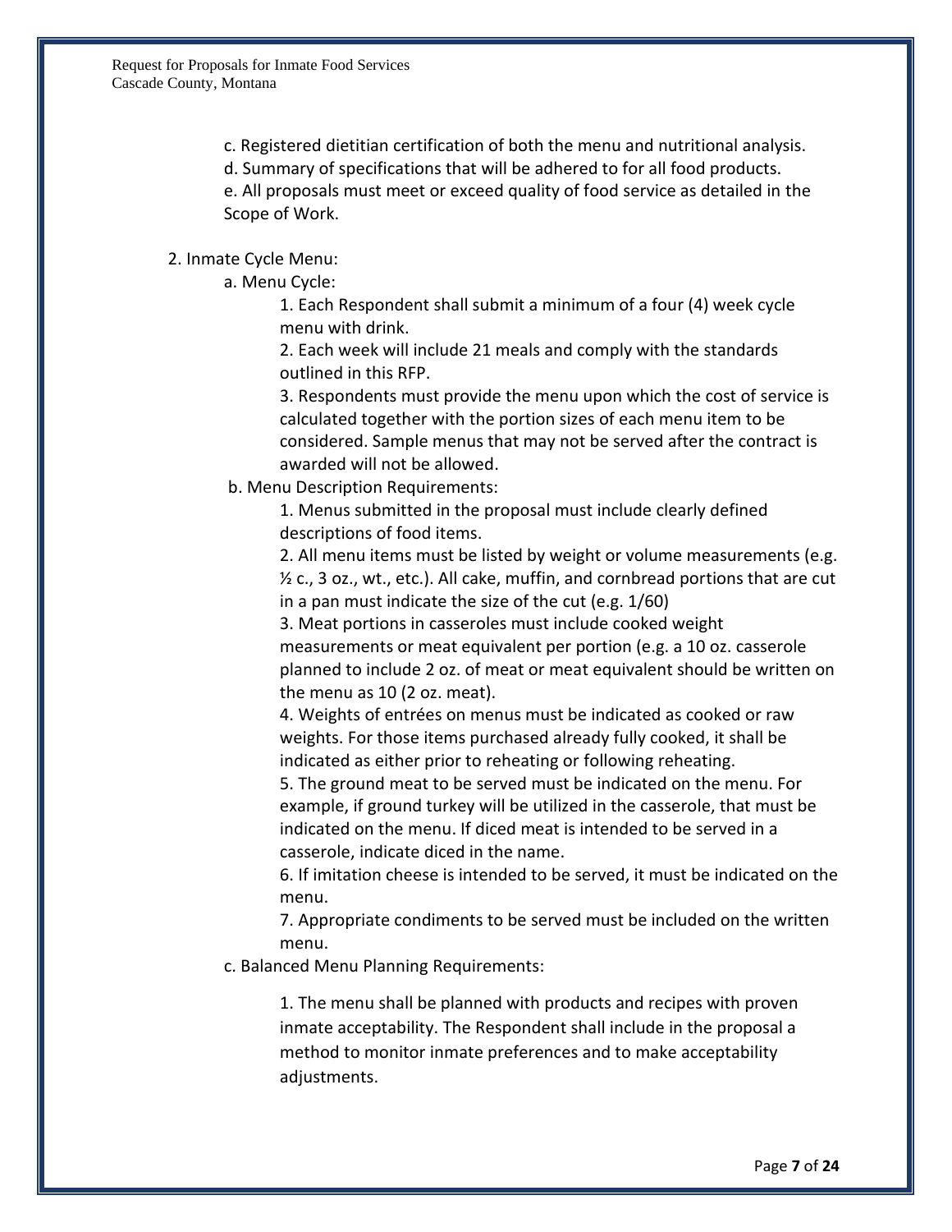c. Registered dietitian certification of both the menu and nutritional analysis.
d. Summary of specifications that will be adhered to for all food products.
e. All proposals must meet or exceed quality of food service as detailed in the Scope of Work.

2. Inmate Cycle Menu:

   a. Menu Cycle:

      1. Each Respondent shall submit a minimum of a four (4) week cycle menu with drink.
      2. Each week will include 21 meals and comply with the standards outlined in this RFP.
      3. Respondents must provide the menu upon which the cost of service is calculated together with the portion sizes of each menu item to be considered. Sample menus that may not be served after the contract is awarded will not be allowed.

   b. Menu Description Requirements:

      1. Menus submitted in the proposal must include clearly defined descriptions of food items.
      2. All menu items must be listed by weight or volume measurements (e.g. ½ c., 3 oz., wt., etc.). All cake, muffin, and cornbread portions that are cut in a pan must indicate the size of the cut (e.g. 1/60)
      3. Meat portions in casseroles must include cooked weight measurements or meat equivalent per portion (e.g. a 10 oz. casserole planned to include 2 oz. of meat or meat equivalent should be written on the menu as 10 (2 oz. meat).
      4. Weights of entrées on menus must be indicated as cooked or raw weights. For those items purchased already fully cooked, it shall be indicated as either prior to reheating or following reheating.
      5. The ground meat to be served must be indicated on the menu. For example, if ground turkey will be utilized in the casserole, that must be indicated on the menu. If diced meat is intended to be served in a casserole, indicate diced in the name.
      6. If imitation cheese is intended to be served, it must be indicated on the menu.
      7. Appropriate condiments to be served must be included on the written menu.

   c. Balanced Menu Planning Requirements:

      1. The menu shall be planned with products and recipes with proven inmate acceptability. The Respondent shall include in the proposal a method to monitor inmate preferences and to make acceptability adjustments.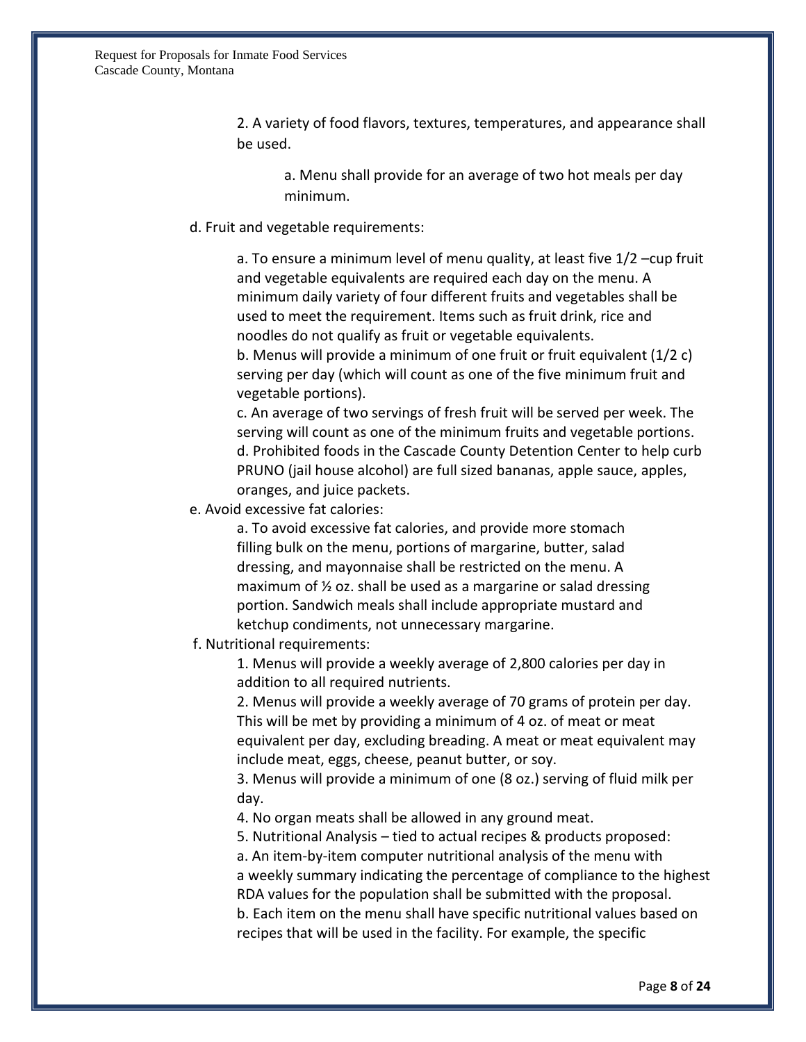2. A variety of food flavors, textures, temperatures, and appearance shall be used.

   a. Menu shall provide for an average of two hot meals per day minimum.

d. Fruit and vegetable requirements:

   a. To ensure a minimum level of menu quality, at least five 1/2 –cup fruit and vegetable equivalents are required each day on the menu. A minimum daily variety of four different fruits and vegetables shall be used to meet the requirement. Items such as fruit drink, rice and noodles do not qualify as fruit or vegetable equivalents.
   b. Menus will provide a minimum of one fruit or fruit equivalent (1/2 c) serving per day (which will count as one of the five minimum fruit and vegetable portions).
   c. An average of two servings of fresh fruit will be served per week. The serving will count as one of the minimum fruits and vegetable portions.
   d. Prohibited foods in the Cascade County Detention Center to help curb PRUNO (jail house alcohol) are full sized bananas, apple sauce, apples, oranges, and juice packets.

e. Avoid excessive fat calories:

   a. To avoid excessive fat calories, and provide more stomach filling bulk on the menu, portions of margarine, butter, salad dressing, and mayonnaise shall be restricted on the menu. A maximum of ½ oz. shall be used as a margarine or salad dressing portion. Sandwich meals shall include appropriate mustard and ketchup condiments, not unnecessary margarine.

f. Nutritional requirements:

   1. Menus will provide a weekly average of 2,800 calories per day in addition to all required nutrients.
   2. Menus will provide a weekly average of 70 grams of protein per day. This will be met by providing a minimum of 4 oz. of meat or meat equivalent per day, excluding breading. A meat or meat equivalent may include meat, eggs, cheese, peanut butter, or soy.
   3. Menus will provide a minimum of one (8 oz.) serving of fluid milk per day.
   4. No organ meats shall be allowed in any ground meat.
   5. Nutritional Analysis – tied to actual recipes & products proposed:
   a. An item-by-item computer nutritional analysis of the menu with a weekly summary indicating the percentage of compliance to the highest RDA values for the population shall be submitted with the proposal.
   b. Each item on the menu shall have specific nutritional values based on recipes that will be used in the facility. For example, the specific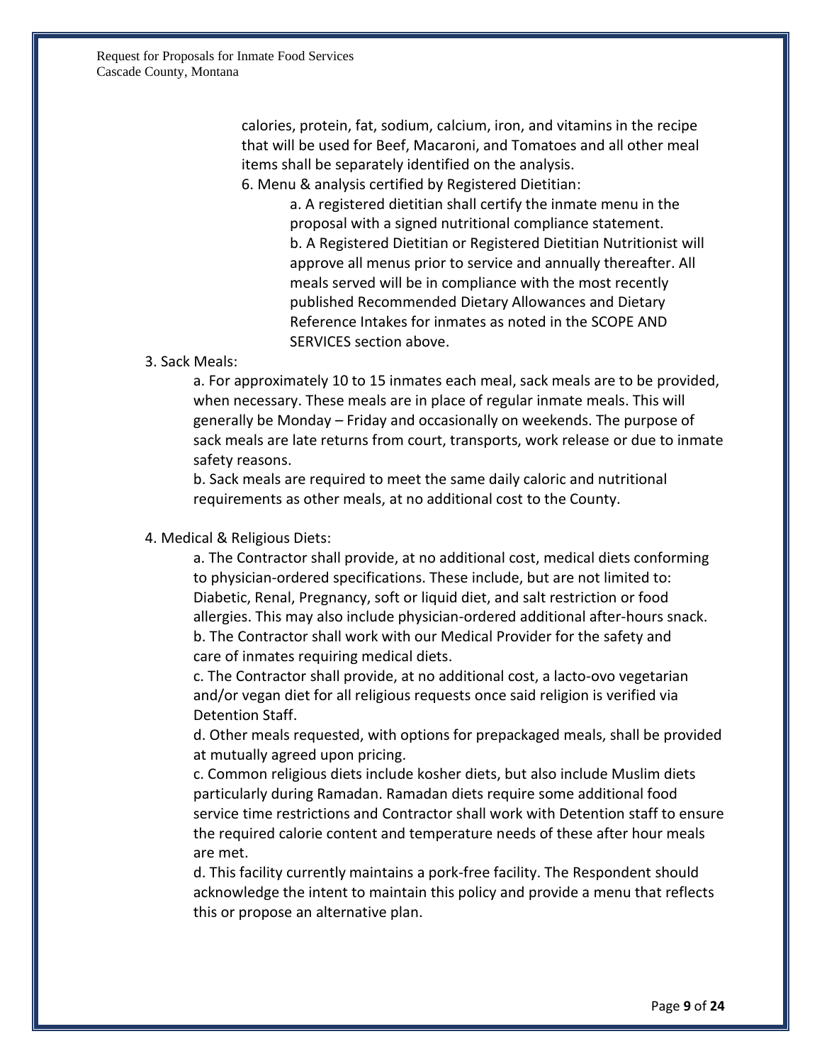calories, protein, fat, sodium, calcium, iron, and vitamins in the recipe that will be used for Beef, Macaroni, and Tomatoes and all other meal items shall be separately identified on the analysis.

6. Menu & analysis certified by Registered Dietitian:

    a. A registered dietitian shall certify the inmate menu in the proposal with a signed nutritional compliance statement.

    b. A Registered Dietitian or Registered Dietitian Nutritionist will approve all menus prior to service and annually thereafter. All meals served will be in compliance with the most recently published Recommended Dietary Allowances and Dietary Reference Intakes for inmates as noted in the SCOPE AND SERVICES section above.

3. Sack Meals:

    a. For approximately 10 to 15 inmates each meal, sack meals are to be provided, when necessary. These meals are in place of regular inmate meals. This will generally be Monday – Friday and occasionally on weekends. The purpose of sack meals are late returns from court, transports, work release or due to inmate safety reasons.

    b. Sack meals are required to meet the same daily caloric and nutritional requirements as other meals, at no additional cost to the County.

4. Medical & Religious Diets:

    a. The Contractor shall provide, at no additional cost, medical diets conforming to physician-ordered specifications. These include, but are not limited to: Diabetic, Renal, Pregnancy, soft or liquid diet, and salt restriction or food allergies. This may also include physician-ordered additional after-hours snack.

    b. The Contractor shall work with our Medical Provider for the safety and care of inmates requiring medical diets.

    c. The Contractor shall provide, at no additional cost, a lacto-ovo vegetarian and/or vegan diet for all religious requests once said religion is verified via Detention Staff.

    d. Other meals requested, with options for prepackaged meals, shall be provided at mutually agreed upon pricing.

    c. Common religious diets include kosher diets, but also include Muslim diets particularly during Ramadan. Ramadan diets require some additional food service time restrictions and Contractor shall work with Detention staff to ensure the required calorie content and temperature needs of these after hour meals are met.

    d. This facility currently maintains a pork-free facility. The Respondent should acknowledge the intent to maintain this policy and provide a menu that reflects this or propose an alternative plan.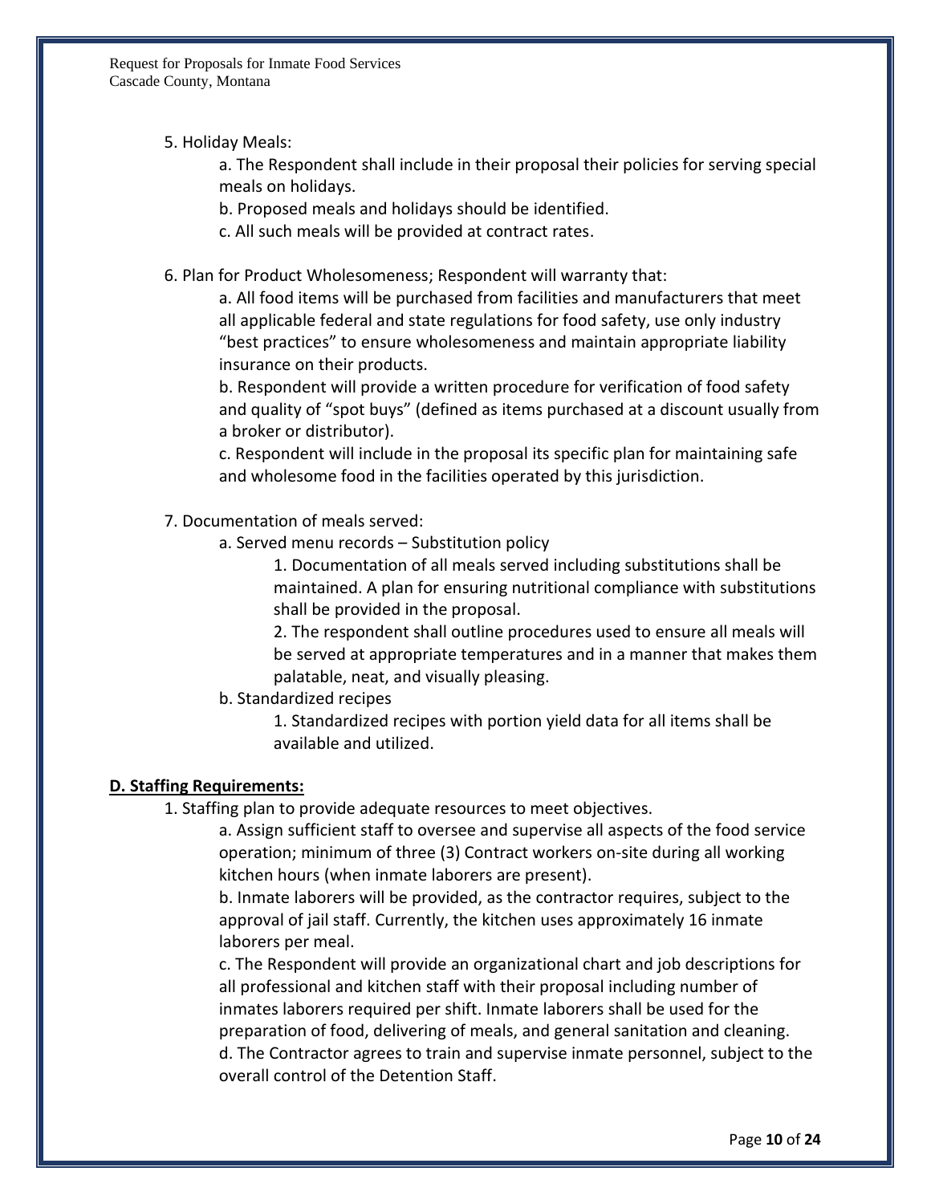5. Holiday Meals:

   a. The Respondent shall include in their proposal their policies for serving special meals on holidays.

   b. Proposed meals and holidays should be identified.

   c. All such meals will be provided at contract rates.

6. Plan for Product Wholesomeness; Respondent will warranty that:

   a. All food items will be purchased from facilities and manufacturers that meet all applicable federal and state regulations for food safety, use only industry "best practices" to ensure wholesomeness and maintain appropriate liability insurance on their products.

   b. Respondent will provide a written procedure for verification of food safety and quality of "spot buys" (defined as items purchased at a discount usually from a broker or distributor).

   c. Respondent will include in the proposal its specific plan for maintaining safe and wholesome food in the facilities operated by this jurisdiction.

7. Documentation of meals served:

   a. Served menu records – Substitution policy

      1. Documentation of all meals served including substitutions shall be maintained. A plan for ensuring nutritional compliance with substitutions shall be provided in the proposal.

      2. The respondent shall outline procedures used to ensure all meals will be served at appropriate temperatures and in a manner that makes them palatable, neat, and visually pleasing.

   b. Standardized recipes

      1. Standardized recipes with portion yield data for all items shall be available and utilized.

**D. Staffing Requirements:**

1. Staffing plan to provide adequate resources to meet objectives.

   a. Assign sufficient staff to oversee and supervise all aspects of the food service operation; minimum of three (3) Contract workers on-site during all working kitchen hours (when inmate laborers are present).

   b. Inmate laborers will be provided, as the contractor requires, subject to the approval of jail staff. Currently, the kitchen uses approximately 16 inmate laborers per meal.

   c. The Respondent will provide an organizational chart and job descriptions for all professional and kitchen staff with their proposal including number of inmates laborers required per shift. Inmate laborers shall be used for the preparation of food, delivering of meals, and general sanitation and cleaning.

   d. The Contractor agrees to train and supervise inmate personnel, subject to the overall control of the Detention Staff.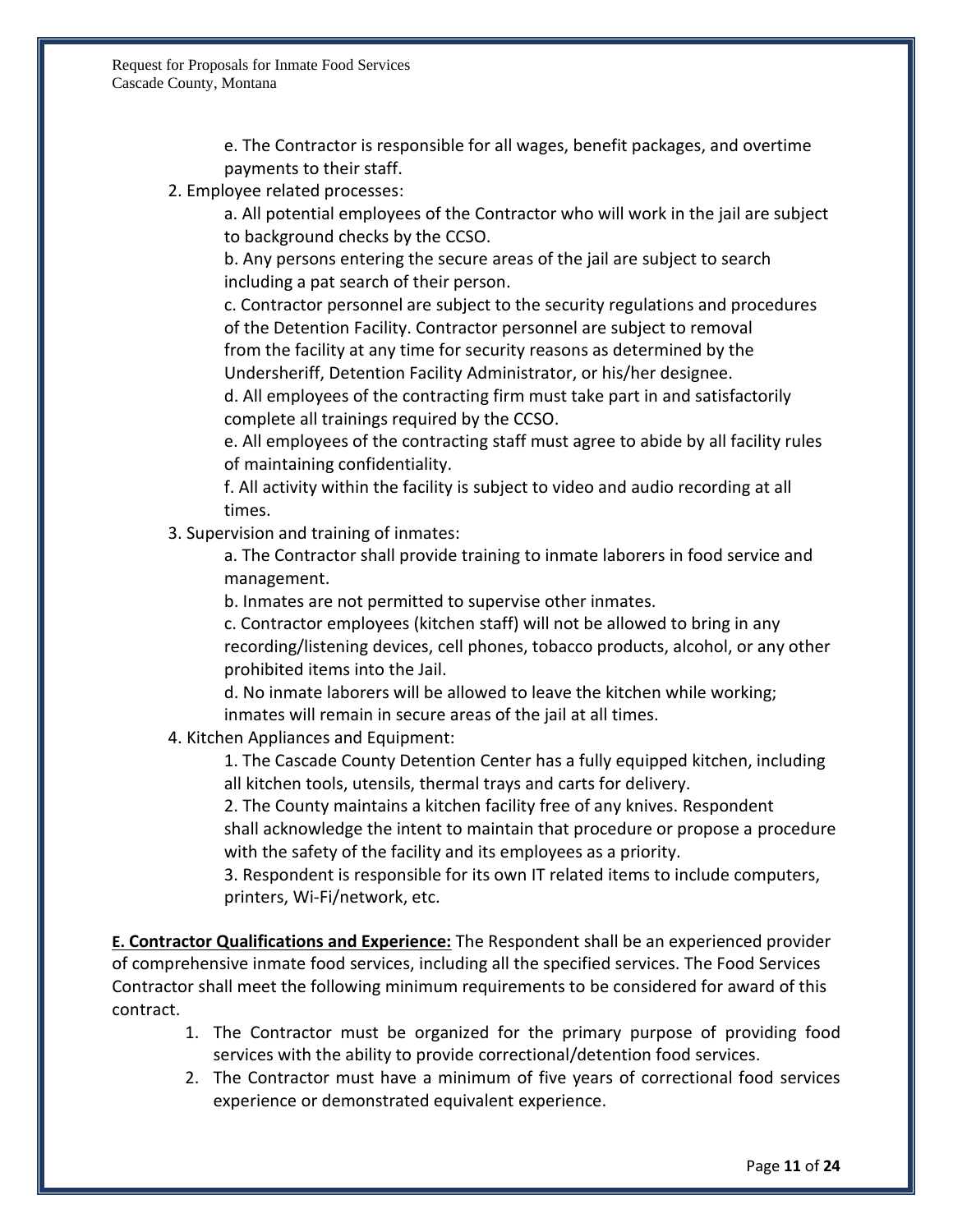e. The Contractor is responsible for all wages, benefit packages, and overtime payments to their staff.

2. Employee related processes:

   a. All potential employees of the Contractor who will work in the jail are subject to background checks by the CCSO.

   b. Any persons entering the secure areas of the jail are subject to search including a pat search of their person.

   c. Contractor personnel are subject to the security regulations and procedures of the Detention Facility. Contractor personnel are subject to removal from the facility at any time for security reasons as determined by the Undersheriff, Detention Facility Administrator, or his/her designee.

   d. All employees of the contracting firm must take part in and satisfactorily complete all trainings required by the CCSO.

   e. All employees of the contracting staff must agree to abide by all facility rules of maintaining confidentiality.

   f. All activity within the facility is subject to video and audio recording at all times.

3. Supervision and training of inmates:

   a. The Contractor shall provide training to inmate laborers in food service and management.

   b. Inmates are not permitted to supervise other inmates.

   c. Contractor employees (kitchen staff) will not be allowed to bring in any recording/listening devices, cell phones, tobacco products, alcohol, or any other prohibited items into the Jail.

   d. No inmate laborers will be allowed to leave the kitchen while working; inmates will remain in secure areas of the jail at all times.

4. Kitchen Appliances and Equipment:

   1. The Cascade County Detention Center has a fully equipped kitchen, including all kitchen tools, utensils, thermal trays and carts for delivery.

   2. The County maintains a kitchen facility free of any knives. Respondent shall acknowledge the intent to maintain that procedure or propose a procedure with the safety of the facility and its employees as a priority.

   3. Respondent is responsible for its own IT related items to include computers, printers, Wi-Fi/network, etc.

**E. Contractor Qualifications and Experience:** The Respondent shall be an experienced provider of comprehensive inmate food services, including all the specified services. The Food Services Contractor shall meet the following minimum requirements to be considered for award of this contract.

1. The Contractor must be organized for the primary purpose of providing food services with the ability to provide correctional/detention food services.
2. The Contractor must have a minimum of five years of correctional food services experience or demonstrated equivalent experience.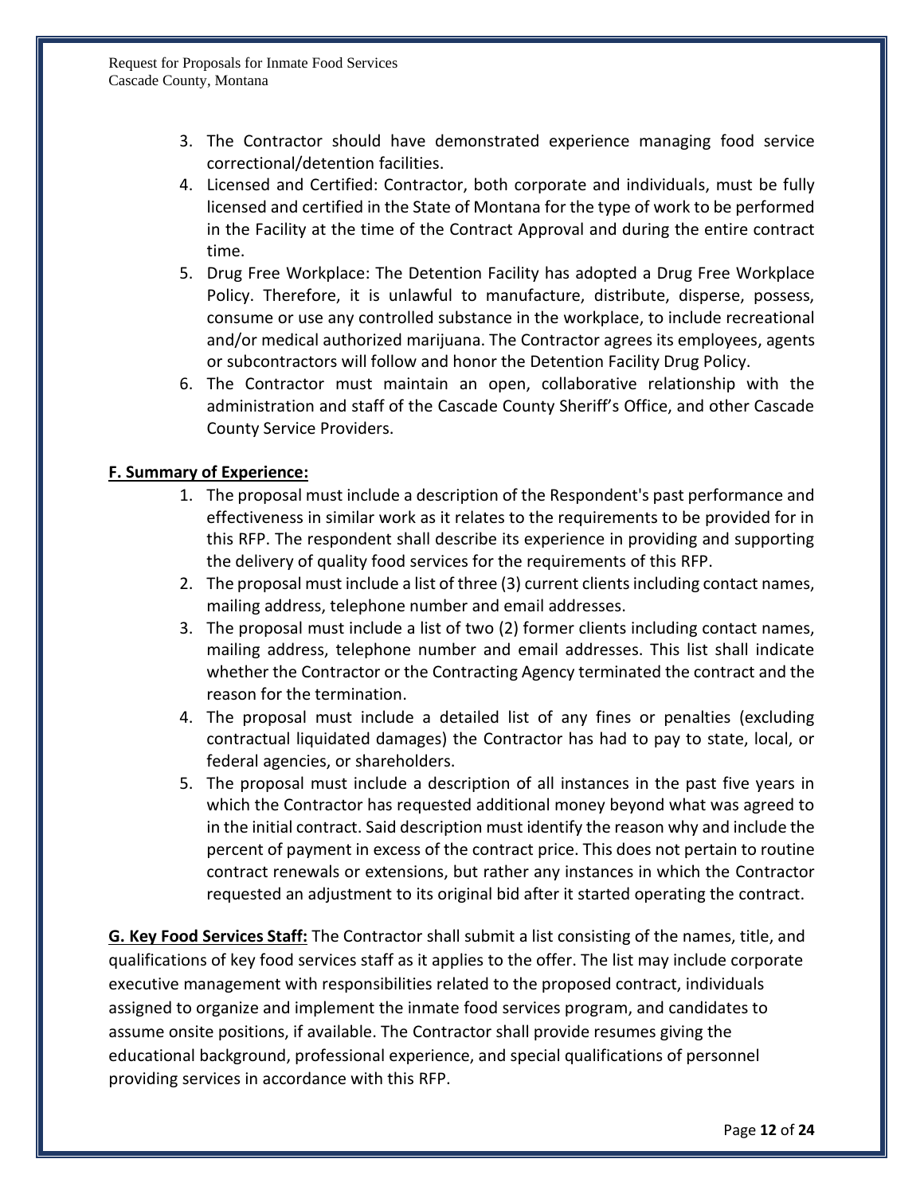3. The Contractor should have demonstrated experience managing food service correctional/detention facilities.
4. Licensed and Certified: Contractor, both corporate and individuals, must be fully licensed and certified in the State of Montana for the type of work to be performed in the Facility at the time of the Contract Approval and during the entire contract time.
5. Drug Free Workplace: The Detention Facility has adopted a Drug Free Workplace Policy. Therefore, it is unlawful to manufacture, distribute, disperse, possess, consume or use any controlled substance in the workplace, to include recreational and/or medical authorized marijuana. The Contractor agrees its employees, agents or subcontractors will follow and honor the Detention Facility Drug Policy.
6. The Contractor must maintain an open, collaborative relationship with the administration and staff of the Cascade County Sheriff's Office, and other Cascade County Service Providers.

**F. Summary of Experience:**

1. The proposal must include a description of the Respondent's past performance and effectiveness in similar work as it relates to the requirements to be provided for in this RFP. The respondent shall describe its experience in providing and supporting the delivery of quality food services for the requirements of this RFP.
2. The proposal must include a list of three (3) current clients including contact names, mailing address, telephone number and email addresses.
3. The proposal must include a list of two (2) former clients including contact names, mailing address, telephone number and email addresses. This list shall indicate whether the Contractor or the Contracting Agency terminated the contract and the reason for the termination.
4. The proposal must include a detailed list of any fines or penalties (excluding contractual liquidated damages) the Contractor has had to pay to state, local, or federal agencies, or shareholders.
5. The proposal must include a description of all instances in the past five years in which the Contractor has requested additional money beyond what was agreed to in the initial contract. Said description must identify the reason why and include the percent of payment in excess of the contract price. This does not pertain to routine contract renewals or extensions, but rather any instances in which the Contractor requested an adjustment to its original bid after it started operating the contract.

**G. Key Food Services Staff:** The Contractor shall submit a list consisting of the names, title, and qualifications of key food services staff as it applies to the offer. The list may include corporate executive management with responsibilities related to the proposed contract, individuals assigned to organize and implement the inmate food services program, and candidates to assume onsite positions, if available. The Contractor shall provide resumes giving the educational background, professional experience, and special qualifications of personnel providing services in accordance with this RFP.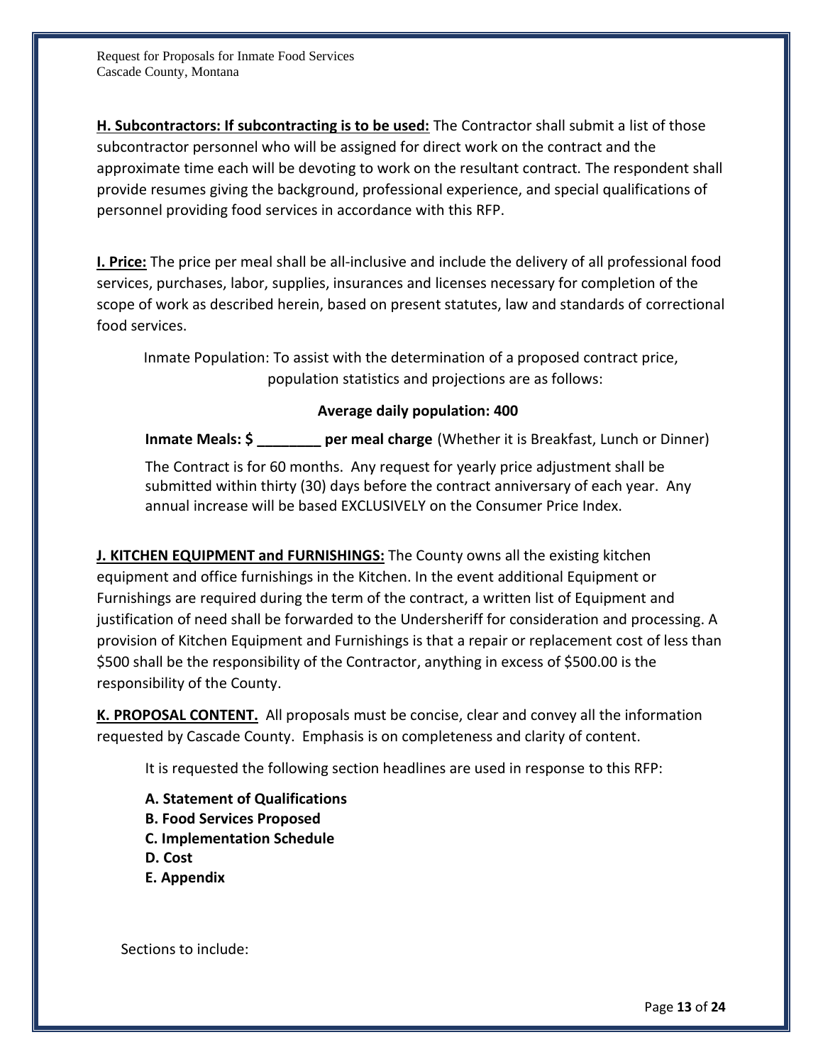**H. Subcontractors: If subcontracting is to be used:** The Contractor shall submit a list of those subcontractor personnel who will be assigned for direct work on the contract and the approximate time each will be devoting to work on the resultant contract. The respondent shall provide resumes giving the background, professional experience, and special qualifications of personnel providing food services in accordance with this RFP.

**I. Price:** The price per meal shall be all-inclusive and include the delivery of all professional food services, purchases, labor, supplies, insurances and licenses necessary for completion of the scope of work as described herein, based on present statutes, law and standards of correctional food services.

Inmate Population: To assist with the determination of a proposed contract price, population statistics and projections are as follows:

**Average daily population: 400**

**Inmate Meals: $ ________ per meal charge** (Whether it is Breakfast, Lunch or Dinner)

The Contract is for 60 months. Any request for yearly price adjustment shall be submitted within thirty (30) days before the contract anniversary of each year. Any annual increase will be based EXCLUSIVELY on the Consumer Price Index.

**J. KITCHEN EQUIPMENT and FURNISHINGS:** The County owns all the existing kitchen equipment and office furnishings in the Kitchen. In the event additional Equipment or Furnishings are required during the term of the contract, a written list of Equipment and justification of need shall be forwarded to the Undersheriff for consideration and processing. A provision of Kitchen Equipment and Furnishings is that a repair or replacement cost of less than $500 shall be the responsibility of the Contractor, anything in excess of $500.00 is the responsibility of the County.

**K. PROPOSAL CONTENT.** All proposals must be concise, clear and convey all the information requested by Cascade County. Emphasis is on completeness and clarity of content.

It is requested the following section headlines are used in response to this RFP:

**A. Statement of Qualifications**
**B. Food Services Proposed**
**C. Implementation Schedule**
**D. Cost**
**E. Appendix**

Sections to include: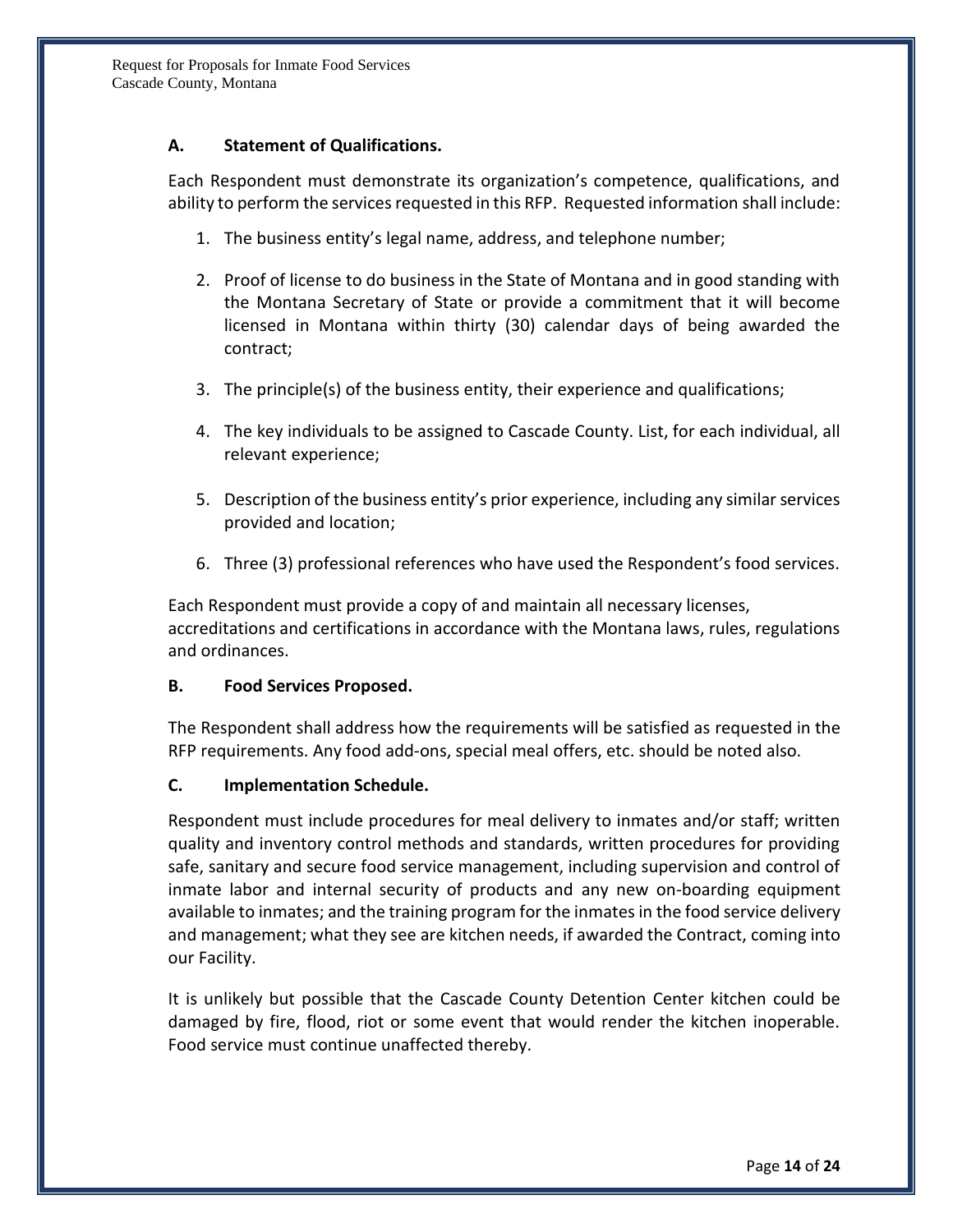### A. Statement of Qualifications.

Each Respondent must demonstrate its organization's competence, qualifications, and ability to perform the services requested in this RFP. Requested information shall include:

1. The business entity's legal name, address, and telephone number;
2. Proof of license to do business in the State of Montana and in good standing with the Montana Secretary of State or provide a commitment that it will become licensed in Montana within thirty (30) calendar days of being awarded the contract;
3. The principle(s) of the business entity, their experience and qualifications;
4. The key individuals to be assigned to Cascade County. List, for each individual, all relevant experience;
5. Description of the business entity's prior experience, including any similar services provided and location;
6. Three (3) professional references who have used the Respondent's food services.

Each Respondent must provide a copy of and maintain all necessary licenses, accreditations and certifications in accordance with the Montana laws, rules, regulations and ordinances.

### B. Food Services Proposed.

The Respondent shall address how the requirements will be satisfied as requested in the RFP requirements. Any food add-ons, special meal offers, etc. should be noted also.

### C. Implementation Schedule.

Respondent must include procedures for meal delivery to inmates and/or staff; written quality and inventory control methods and standards, written procedures for providing safe, sanitary and secure food service management, including supervision and control of inmate labor and internal security of products and any new on-boarding equipment available to inmates; and the training program for the inmates in the food service delivery and management; what they see are kitchen needs, if awarded the Contract, coming into our Facility.

It is unlikely but possible that the Cascade County Detention Center kitchen could be damaged by fire, flood, riot or some event that would render the kitchen inoperable. Food service must continue unaffected thereby.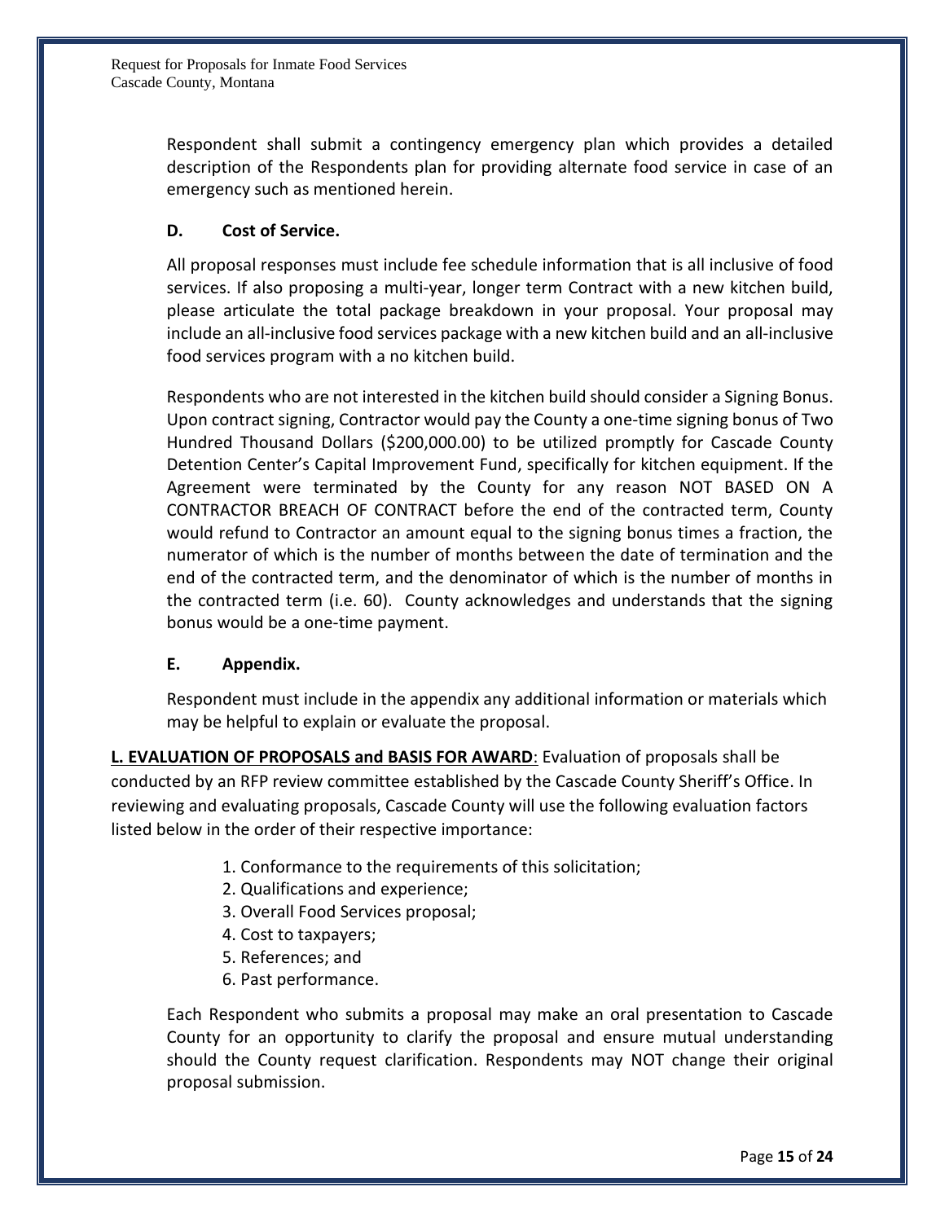Respondent shall submit a contingency emergency plan which provides a detailed description of the Respondents plan for providing alternate food service in case of an emergency such as mentioned herein.

**D. Cost of Service.**

All proposal responses must include fee schedule information that is all inclusive of food services. If also proposing a multi-year, longer term Contract with a new kitchen build, please articulate the total package breakdown in your proposal. Your proposal may include an all-inclusive food services package with a new kitchen build and an all-inclusive food services program with a no kitchen build.

Respondents who are not interested in the kitchen build should consider a Signing Bonus. Upon contract signing, Contractor would pay the County a one-time signing bonus of Two Hundred Thousand Dollars ($200,000.00) to be utilized promptly for Cascade County Detention Center's Capital Improvement Fund, specifically for kitchen equipment. If the Agreement were terminated by the County for any reason NOT BASED ON A CONTRACTOR BREACH OF CONTRACT before the end of the contracted term, County would refund to Contractor an amount equal to the signing bonus times a fraction, the numerator of which is the number of months between the date of termination and the end of the contracted term, and the denominator of which is the number of months in the contracted term (i.e. 60). County acknowledges and understands that the signing bonus would be a one-time payment.

**E. Appendix.**

Respondent must include in the appendix any additional information or materials which may be helpful to explain or evaluate the proposal.

**L. EVALUATION OF PROPOSALS and BASIS FOR AWARD**: Evaluation of proposals shall be conducted by an RFP review committee established by the Cascade County Sheriff's Office. In reviewing and evaluating proposals, Cascade County will use the following evaluation factors listed below in the order of their respective importance:

1. Conformance to the requirements of this solicitation;
2. Qualifications and experience;
3. Overall Food Services proposal;
4. Cost to taxpayers;
5. References; and
6. Past performance.

Each Respondent who submits a proposal may make an oral presentation to Cascade County for an opportunity to clarify the proposal and ensure mutual understanding should the County request clarification. Respondents may NOT change their original proposal submission.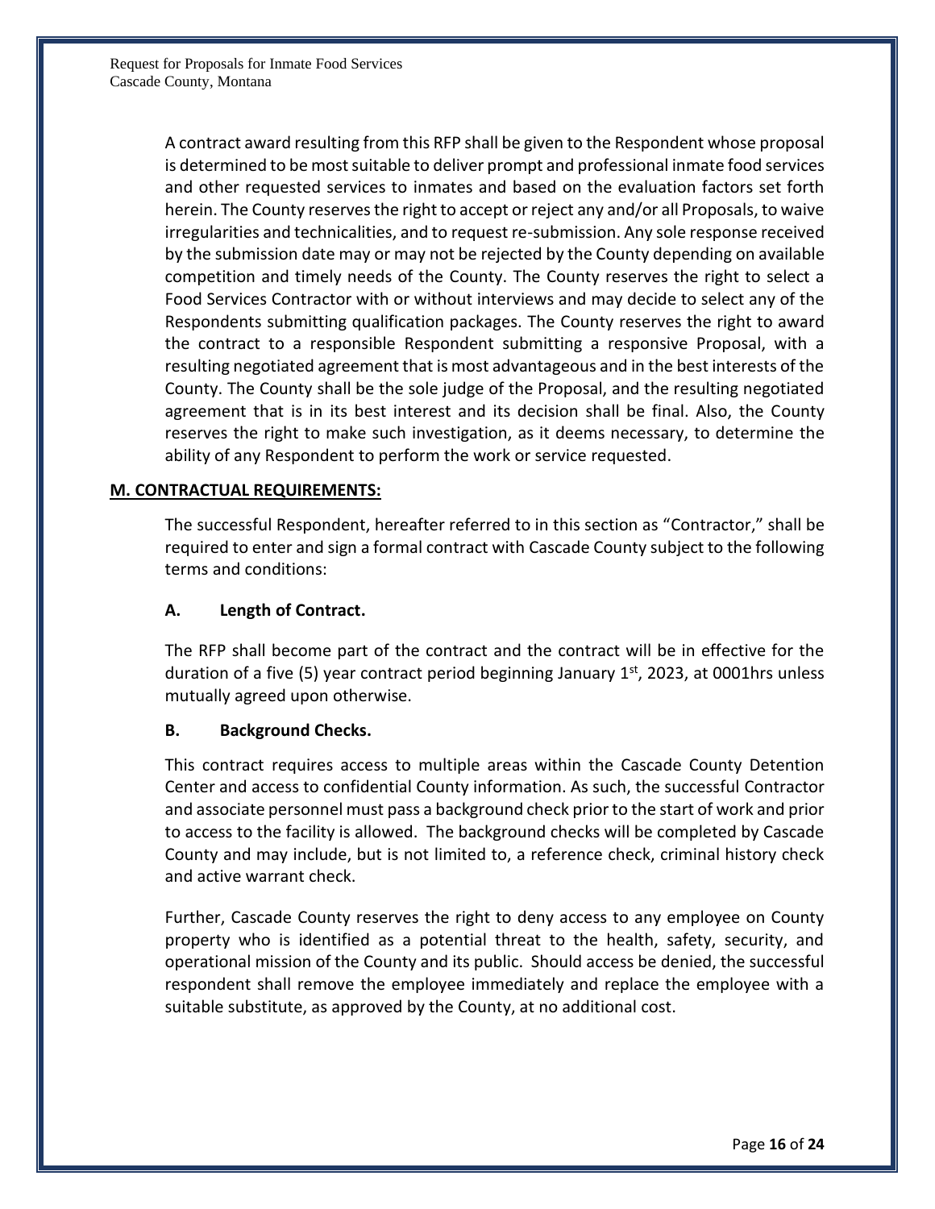A contract award resulting from this RFP shall be given to the Respondent whose proposal is determined to be most suitable to deliver prompt and professional inmate food services and other requested services to inmates and based on the evaluation factors set forth herein. The County reserves the right to accept or reject any and/or all Proposals, to waive irregularities and technicalities, and to request re-submission. Any sole response received by the submission date may or may not be rejected by the County depending on available competition and timely needs of the County. The County reserves the right to select a Food Services Contractor with or without interviews and may decide to select any of the Respondents submitting qualification packages. The County reserves the right to award the contract to a responsible Respondent submitting a responsive Proposal, with a resulting negotiated agreement that is most advantageous and in the best interests of the County. The County shall be the sole judge of the Proposal, and the resulting negotiated agreement that is in its best interest and its decision shall be final. Also, the County reserves the right to make such investigation, as it deems necessary, to determine the ability of any Respondent to perform the work or service requested.

## M. CONTRACTUAL REQUIREMENTS:

The successful Respondent, hereafter referred to in this section as "Contractor," shall be required to enter and sign a formal contract with Cascade County subject to the following terms and conditions:

### A. Length of Contract.

The RFP shall become part of the contract and the contract will be in effective for the duration of a five (5) year contract period beginning January 1st, 2023, at 0001hrs unless mutually agreed upon otherwise.

### B. Background Checks.

This contract requires access to multiple areas within the Cascade County Detention Center and access to confidential County information. As such, the successful Contractor and associate personnel must pass a background check prior to the start of work and prior to access to the facility is allowed. The background checks will be completed by Cascade County and may include, but is not limited to, a reference check, criminal history check and active warrant check.

Further, Cascade County reserves the right to deny access to any employee on County property who is identified as a potential threat to the health, safety, security, and operational mission of the County and its public. Should access be denied, the successful respondent shall remove the employee immediately and replace the employee with a suitable substitute, as approved by the County, at no additional cost.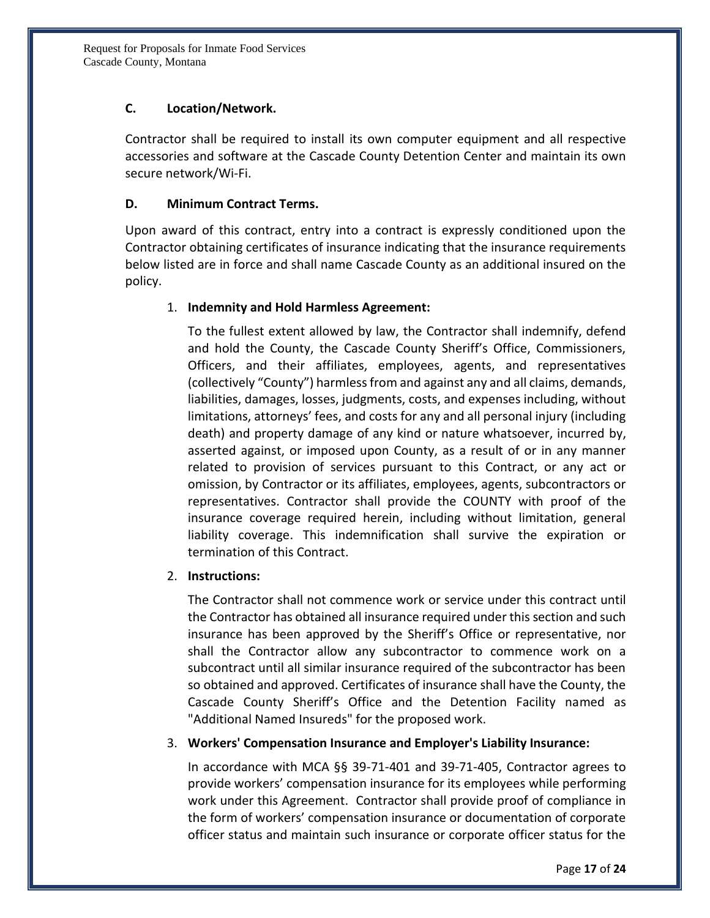### C. Location/Network.

Contractor shall be required to install its own computer equipment and all respective accessories and software at the Cascade County Detention Center and maintain its own secure network/Wi-Fi.

### D. Minimum Contract Terms.

Upon award of this contract, entry into a contract is expressly conditioned upon the Contractor obtaining certificates of insurance indicating that the insurance requirements below listed are in force and shall name Cascade County as an additional insured on the policy.

1. **Indemnity and Hold Harmless Agreement:**

   To the fullest extent allowed by law, the Contractor shall indemnify, defend and hold the County, the Cascade County Sheriff's Office, Commissioners, Officers, and their affiliates, employees, agents, and representatives (collectively "County") harmless from and against any and all claims, demands, liabilities, damages, losses, judgments, costs, and expenses including, without limitations, attorneys' fees, and costs for any and all personal injury (including death) and property damage of any kind or nature whatsoever, incurred by, asserted against, or imposed upon County, as a result of or in any manner related to provision of services pursuant to this Contract, or any act or omission, by Contractor or its affiliates, employees, agents, subcontractors or representatives. Contractor shall provide the COUNTY with proof of the insurance coverage required herein, including without limitation, general liability coverage. This indemnification shall survive the expiration or termination of this Contract.

2. **Instructions:**

   The Contractor shall not commence work or service under this contract until the Contractor has obtained all insurance required under this section and such insurance has been approved by the Sheriff's Office or representative, nor shall the Contractor allow any subcontractor to commence work on a subcontract until all similar insurance required of the subcontractor has been so obtained and approved. Certificates of insurance shall have the County, the Cascade County Sheriff's Office and the Detention Facility named as "Additional Named Insureds" for the proposed work.

3. **Workers' Compensation Insurance and Employer's Liability Insurance:**

   In accordance with MCA §§ 39-71-401 and 39-71-405, Contractor agrees to provide workers' compensation insurance for its employees while performing work under this Agreement. Contractor shall provide proof of compliance in the form of workers' compensation insurance or documentation of corporate officer status and maintain such insurance or corporate officer status for the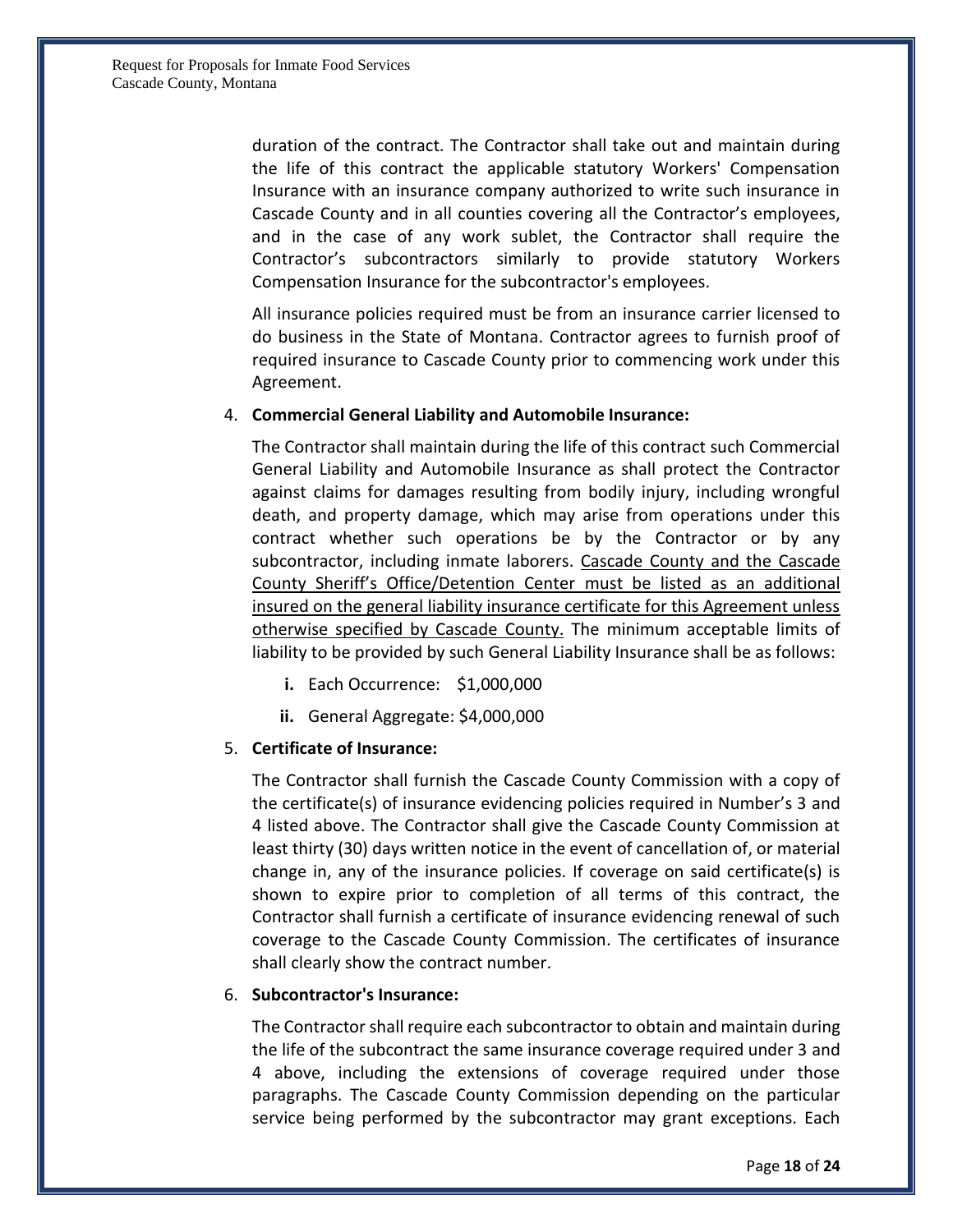duration of the contract. The Contractor shall take out and maintain during the life of this contract the applicable statutory Workers' Compensation Insurance with an insurance company authorized to write such insurance in Cascade County and in all counties covering all the Contractor's employees, and in the case of any work sublet, the Contractor shall require the Contractor's subcontractors similarly to provide statutory Workers Compensation Insurance for the subcontractor's employees.

All insurance policies required must be from an insurance carrier licensed to do business in the State of Montana. Contractor agrees to furnish proof of required insurance to Cascade County prior to commencing work under this Agreement.

4. **Commercial General Liability and Automobile Insurance:**

   The Contractor shall maintain during the life of this contract such Commercial General Liability and Automobile Insurance as shall protect the Contractor against claims for damages resulting from bodily injury, including wrongful death, and property damage, which may arise from operations under this contract whether such operations be by the Contractor or by any subcontractor, including inmate laborers. <u>Cascade County and the Cascade County Sheriff's Office/Detention Center must be listed as an additional insured on the general liability insurance certificate for this Agreement unless otherwise specified by Cascade County.</u> The minimum acceptable limits of liability to be provided by such General Liability Insurance shall be as follows:

   **i.** Each Occurrence: $1,000,000

   **ii.** General Aggregate: $4,000,000

5. **Certificate of Insurance:**

   The Contractor shall furnish the Cascade County Commission with a copy of the certificate(s) of insurance evidencing policies required in Number's 3 and 4 listed above. The Contractor shall give the Cascade County Commission at least thirty (30) days written notice in the event of cancellation of, or material change in, any of the insurance policies. If coverage on said certificate(s) is shown to expire prior to completion of all terms of this contract, the Contractor shall furnish a certificate of insurance evidencing renewal of such coverage to the Cascade County Commission. The certificates of insurance shall clearly show the contract number.

6. **Subcontractor's Insurance:**

   The Contractor shall require each subcontractor to obtain and maintain during the life of the subcontract the same insurance coverage required under 3 and 4 above, including the extensions of coverage required under those paragraphs. The Cascade County Commission depending on the particular service being performed by the subcontractor may grant exceptions. Each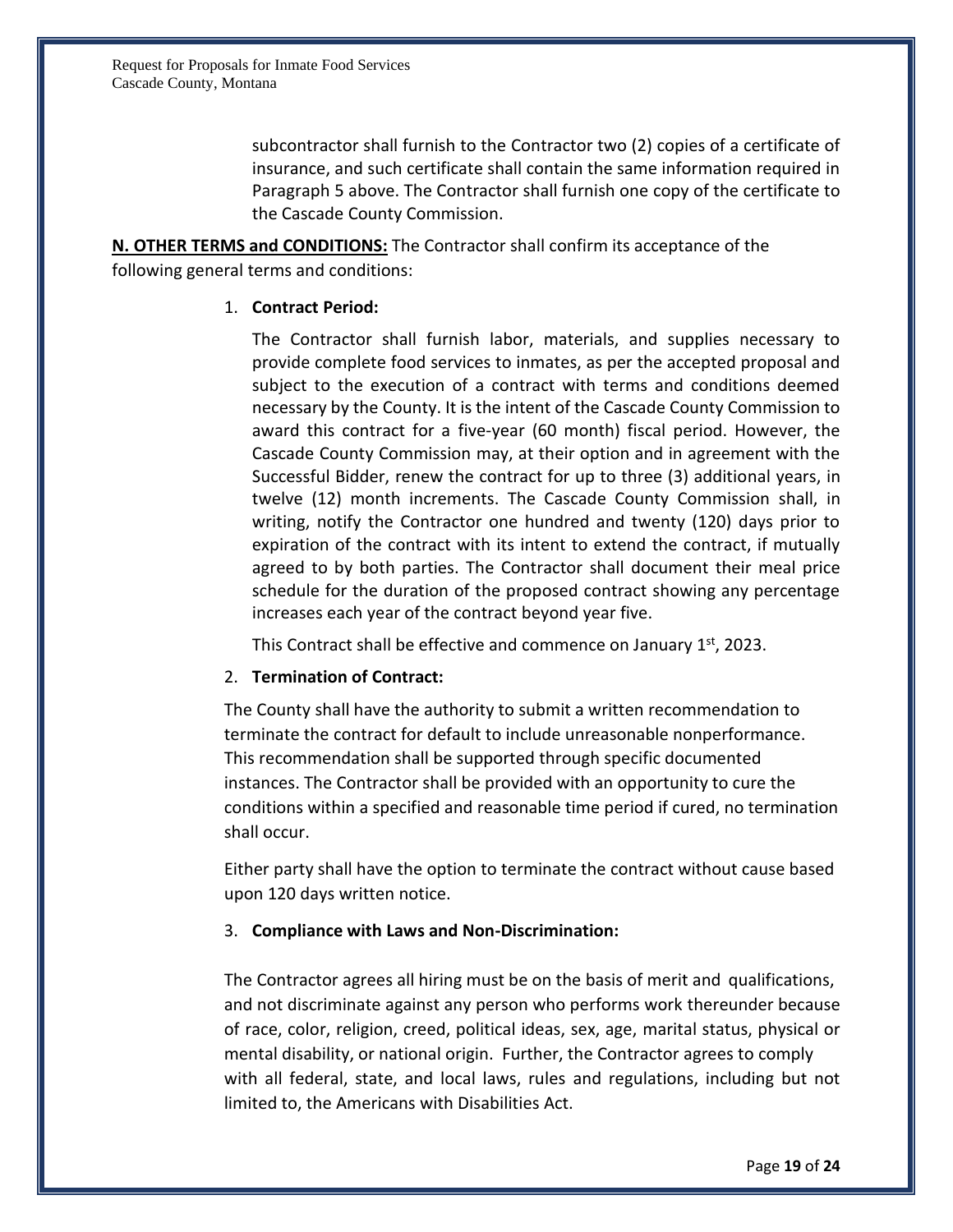subcontractor shall furnish to the Contractor two (2) copies of a certificate of insurance, and such certificate shall contain the same information required in Paragraph 5 above. The Contractor shall furnish one copy of the certificate to the Cascade County Commission.

**N. OTHER TERMS and CONDITIONS:** The Contractor shall confirm its acceptance of the following general terms and conditions:

1. **Contract Period:**

   The Contractor shall furnish labor, materials, and supplies necessary to provide complete food services to inmates, as per the accepted proposal and subject to the execution of a contract with terms and conditions deemed necessary by the County. It is the intent of the Cascade County Commission to award this contract for a five-year (60 month) fiscal period. However, the Cascade County Commission may, at their option and in agreement with the Successful Bidder, renew the contract for up to three (3) additional years, in twelve (12) month increments. The Cascade County Commission shall, in writing, notify the Contractor one hundred and twenty (120) days prior to expiration of the contract with its intent to extend the contract, if mutually agreed to by both parties. The Contractor shall document their meal price schedule for the duration of the proposed contract showing any percentage increases each year of the contract beyond year five.

   This Contract shall be effective and commence on January 1st, 2023.

2. **Termination of Contract:**

   The County shall have the authority to submit a written recommendation to terminate the contract for default to include unreasonable nonperformance. This recommendation shall be supported through specific documented instances. The Contractor shall be provided with an opportunity to cure the conditions within a specified and reasonable time period if cured, no termination shall occur.

   Either party shall have the option to terminate the contract without cause based upon 120 days written notice.

3. **Compliance with Laws and Non-Discrimination:**

   The Contractor agrees all hiring must be on the basis of merit and qualifications, and not discriminate against any person who performs work thereunder because of race, color, religion, creed, political ideas, sex, age, marital status, physical or mental disability, or national origin. Further, the Contractor agrees to comply with all federal, state, and local laws, rules and regulations, including but not limited to, the Americans with Disabilities Act.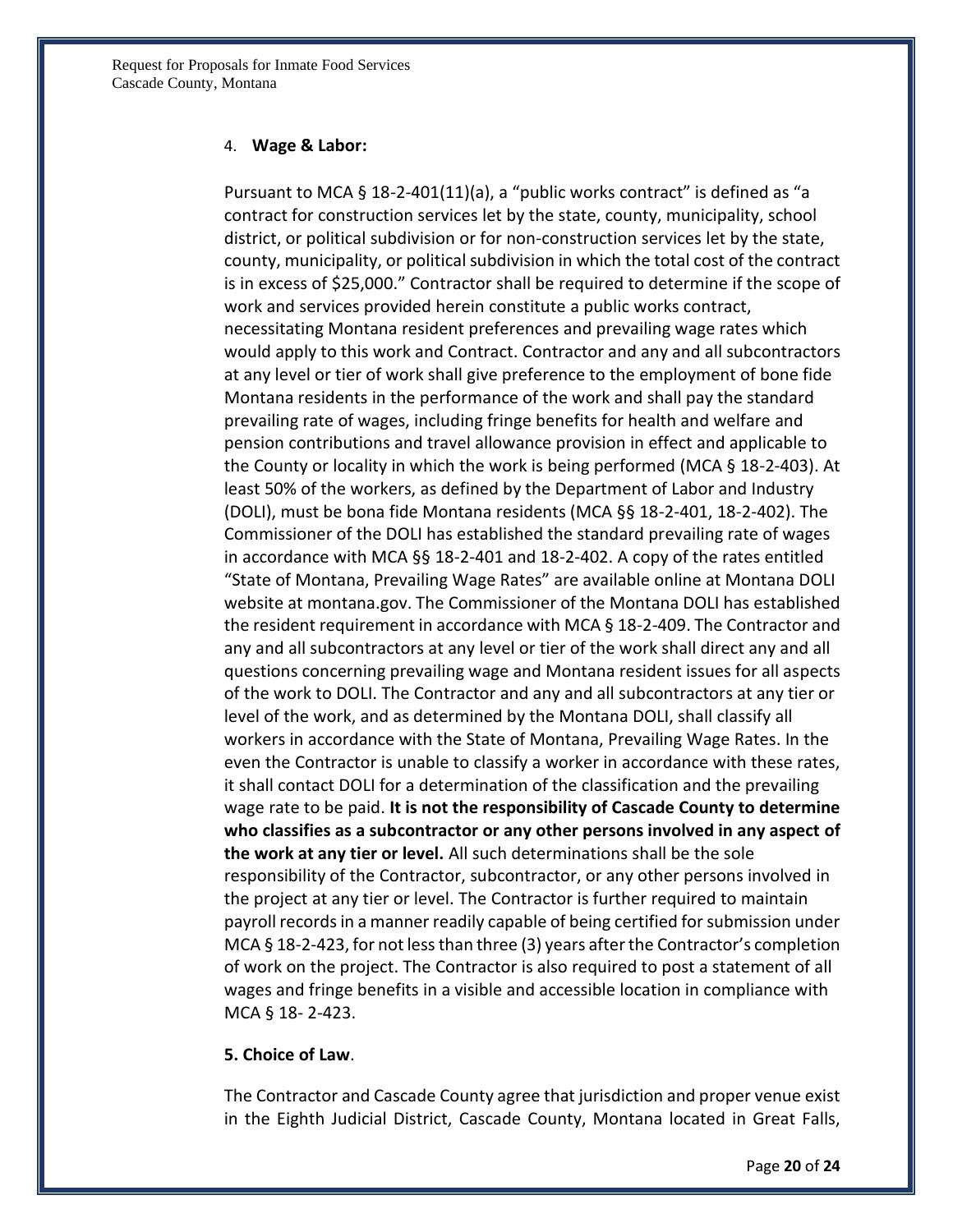4. **Wage & Labor:**

Pursuant to MCA § 18-2-401(11)(a), a "public works contract" is defined as "a contract for construction services let by the state, county, municipality, school district, or political subdivision or for non-construction services let by the state, county, municipality, or political subdivision in which the total cost of the contract is in excess of $25,000." Contractor shall be required to determine if the scope of work and services provided herein constitute a public works contract, necessitating Montana resident preferences and prevailing wage rates which would apply to this work and Contract. Contractor and any and all subcontractors at any level or tier of work shall give preference to the employment of bone fide Montana residents in the performance of the work and shall pay the standard prevailing rate of wages, including fringe benefits for health and welfare and pension contributions and travel allowance provision in effect and applicable to the County or locality in which the work is being performed (MCA § 18-2-403). At least 50% of the workers, as defined by the Department of Labor and Industry (DOLI), must be bona fide Montana residents (MCA §§ 18-2-401, 18-2-402). The Commissioner of the DOLI has established the standard prevailing rate of wages in accordance with MCA §§ 18-2-401 and 18-2-402. A copy of the rates entitled "State of Montana, Prevailing Wage Rates" are available online at Montana DOLI website at montana.gov. The Commissioner of the Montana DOLI has established the resident requirement in accordance with MCA § 18-2-409. The Contractor and any and all subcontractors at any level or tier of the work shall direct any and all questions concerning prevailing wage and Montana resident issues for all aspects of the work to DOLI. The Contractor and any and all subcontractors at any tier or level of the work, and as determined by the Montana DOLI, shall classify all workers in accordance with the State of Montana, Prevailing Wage Rates. In the even the Contractor is unable to classify a worker in accordance with these rates, it shall contact DOLI for a determination of the classification and the prevailing wage rate to be paid. **It is not the responsibility of Cascade County to determine who classifies as a subcontractor or any other persons involved in any aspect of the work at any tier or level.** All such determinations shall be the sole responsibility of the Contractor, subcontractor, or any other persons involved in the project at any tier or level. The Contractor is further required to maintain payroll records in a manner readily capable of being certified for submission under MCA § 18-2-423, for not less than three (3) years after the Contractor's completion of work on the project. The Contractor is also required to post a statement of all wages and fringe benefits in a visible and accessible location in compliance with MCA § 18- 2-423.

**5. Choice of Law**.

The Contractor and Cascade County agree that jurisdiction and proper venue exist in the Eighth Judicial District, Cascade County, Montana located in Great Falls,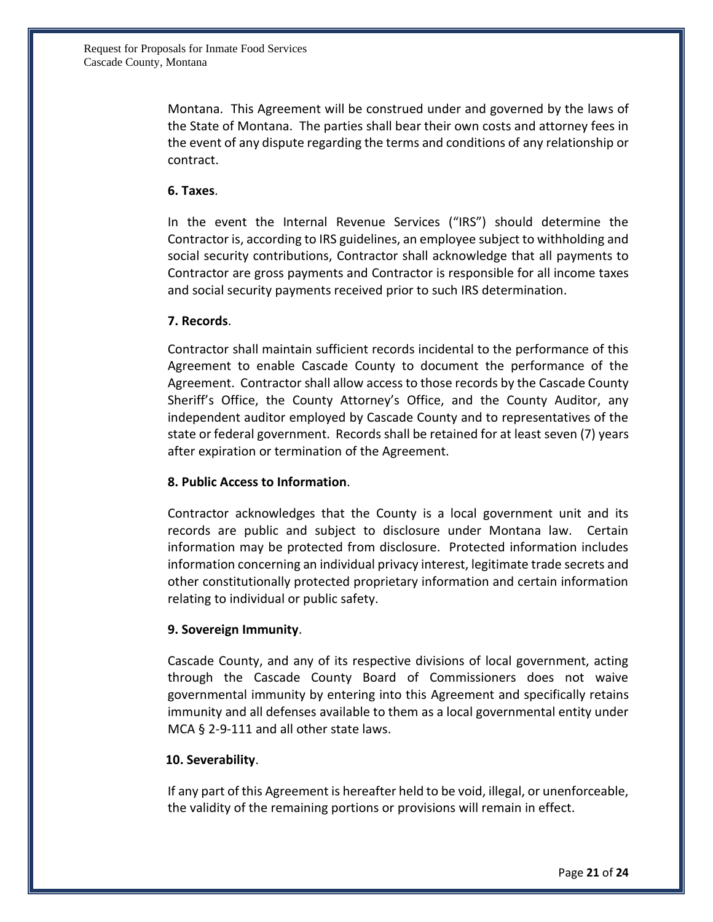Montana. This Agreement will be construed under and governed by the laws of the State of Montana. The parties shall bear their own costs and attorney fees in the event of any dispute regarding the terms and conditions of any relationship or contract.

**6. Taxes**.

In the event the Internal Revenue Services ("IRS") should determine the Contractor is, according to IRS guidelines, an employee subject to withholding and social security contributions, Contractor shall acknowledge that all payments to Contractor are gross payments and Contractor is responsible for all income taxes and social security payments received prior to such IRS determination.

**7. Records**.

Contractor shall maintain sufficient records incidental to the performance of this Agreement to enable Cascade County to document the performance of the Agreement. Contractor shall allow access to those records by the Cascade County Sheriff's Office, the County Attorney's Office, and the County Auditor, any independent auditor employed by Cascade County and to representatives of the state or federal government. Records shall be retained for at least seven (7) years after expiration or termination of the Agreement.

**8. Public Access to Information**.

Contractor acknowledges that the County is a local government unit and its records are public and subject to disclosure under Montana law. Certain information may be protected from disclosure. Protected information includes information concerning an individual privacy interest, legitimate trade secrets and other constitutionally protected proprietary information and certain information relating to individual or public safety.

**9. Sovereign Immunity**.

Cascade County, and any of its respective divisions of local government, acting through the Cascade County Board of Commissioners does not waive governmental immunity by entering into this Agreement and specifically retains immunity and all defenses available to them as a local governmental entity under MCA § 2-9-111 and all other state laws.

**10. Severability**.

If any part of this Agreement is hereafter held to be void, illegal, or unenforceable, the validity of the remaining portions or provisions will remain in effect.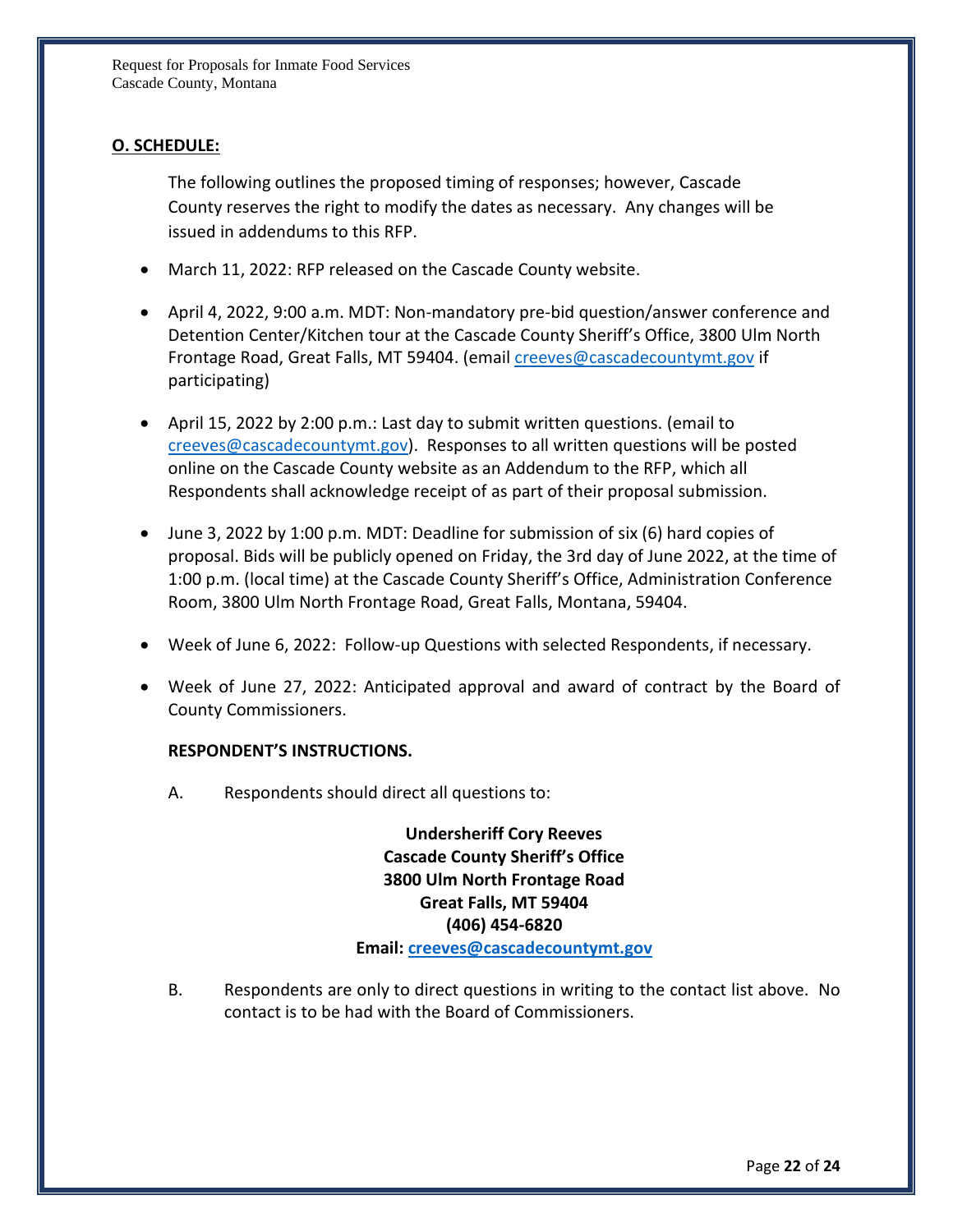## O. SCHEDULE:

The following outlines the proposed timing of responses; however, Cascade County reserves the right to modify the dates as necessary. Any changes will be issued in addendums to this RFP.

- March 11, 2022: RFP released on the Cascade County website.
- April 4, 2022, 9:00 a.m. MDT: Non-mandatory pre-bid question/answer conference and Detention Center/Kitchen tour at the Cascade County Sheriff's Office, 3800 Ulm North Frontage Road, Great Falls, MT 59404. (email creeves@cascadecountymt.gov if participating)
- April 15, 2022 by 2:00 p.m.: Last day to submit written questions. (email to creeves@cascadecountymt.gov). Responses to all written questions will be posted online on the Cascade County website as an Addendum to the RFP, which all Respondents shall acknowledge receipt of as part of their proposal submission.
- June 3, 2022 by 1:00 p.m. MDT: Deadline for submission of six (6) hard copies of proposal. Bids will be publicly opened on Friday, the 3rd day of June 2022, at the time of 1:00 p.m. (local time) at the Cascade County Sheriff's Office, Administration Conference Room, 3800 Ulm North Frontage Road, Great Falls, Montana, 59404.
- Week of June 6, 2022: Follow-up Questions with selected Respondents, if necessary.
- Week of June 27, 2022: Anticipated approval and award of contract by the Board of County Commissioners.

**RESPONDENT'S INSTRUCTIONS.**

A. Respondents should direct all questions to:

**Undersheriff Cory Reeves**
**Cascade County Sheriff's Office**
**3800 Ulm North Frontage Road**
**Great Falls, MT 59404**
**(406) 454-6820**
**Email: creeves@cascadecountymt.gov**

B. Respondents are only to direct questions in writing to the contact list above. No contact is to be had with the Board of Commissioners.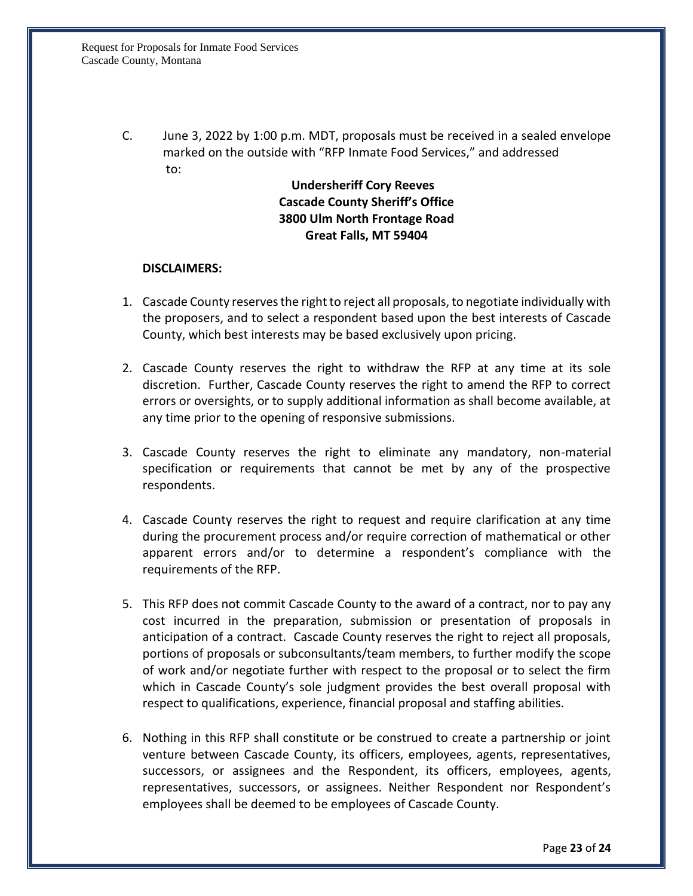C. June 3, 2022 by 1:00 p.m. MDT, proposals must be received in a sealed envelope marked on the outside with "RFP Inmate Food Services," and addressed to:

**Undersheriff Cory Reeves**
**Cascade County Sheriff's Office**
**3800 Ulm North Frontage Road**
**Great Falls, MT 59404**

**DISCLAIMERS:**

1. Cascade County reserves the right to reject all proposals, to negotiate individually with the proposers, and to select a respondent based upon the best interests of Cascade County, which best interests may be based exclusively upon pricing.

2. Cascade County reserves the right to withdraw the RFP at any time at its sole discretion. Further, Cascade County reserves the right to amend the RFP to correct errors or oversights, or to supply additional information as shall become available, at any time prior to the opening of responsive submissions.

3. Cascade County reserves the right to eliminate any mandatory, non-material specification or requirements that cannot be met by any of the prospective respondents.

4. Cascade County reserves the right to request and require clarification at any time during the procurement process and/or require correction of mathematical or other apparent errors and/or to determine a respondent's compliance with the requirements of the RFP.

5. This RFP does not commit Cascade County to the award of a contract, nor to pay any cost incurred in the preparation, submission or presentation of proposals in anticipation of a contract. Cascade County reserves the right to reject all proposals, portions of proposals or subconsultants/team members, to further modify the scope of work and/or negotiate further with respect to the proposal or to select the firm which in Cascade County's sole judgment provides the best overall proposal with respect to qualifications, experience, financial proposal and staffing abilities.

6. Nothing in this RFP shall constitute or be construed to create a partnership or joint venture between Cascade County, its officers, employees, agents, representatives, successors, or assignees and the Respondent, its officers, employees, agents, representatives, successors, or assignees. Neither Respondent nor Respondent's employees shall be deemed to be employees of Cascade County.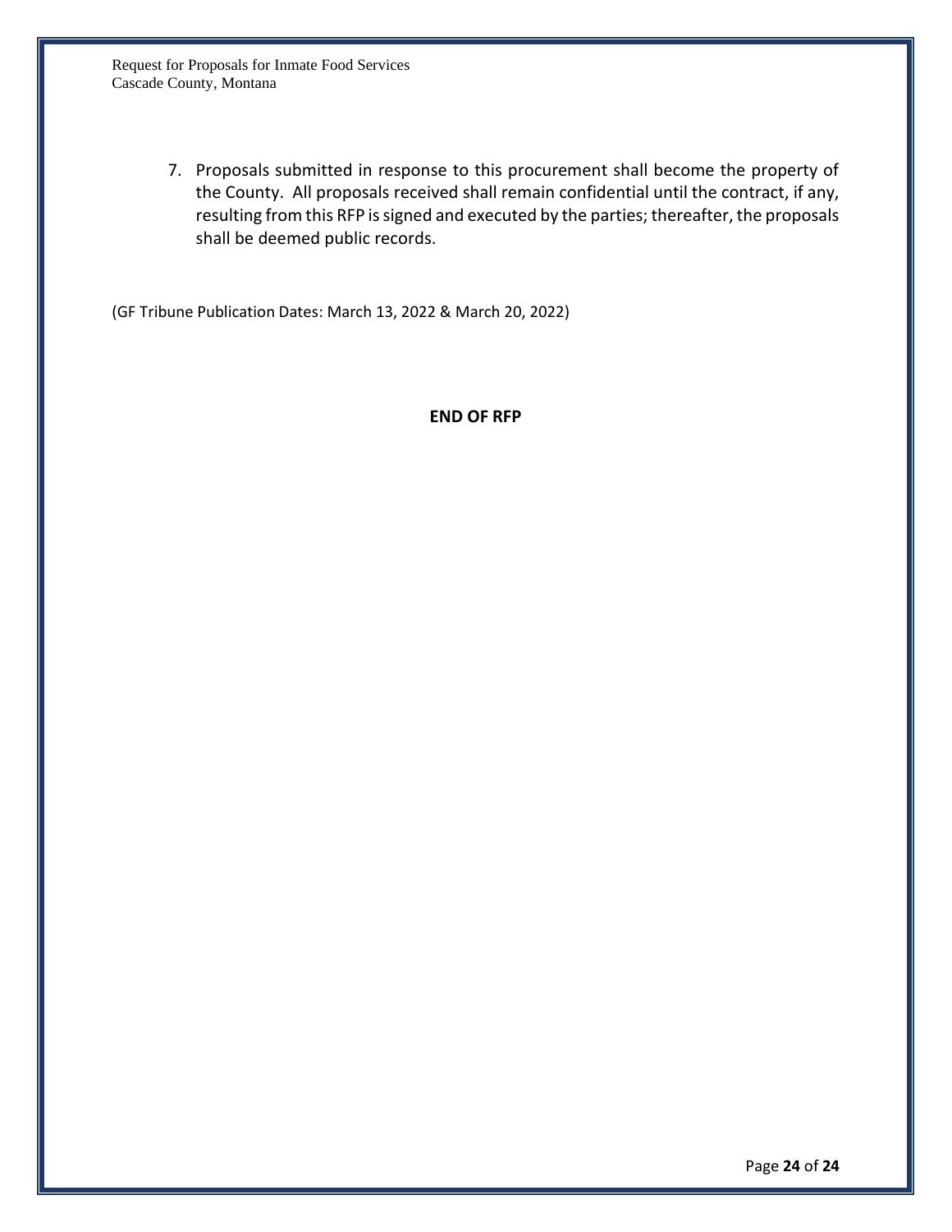7. Proposals submitted in response to this procurement shall become the property of the County. All proposals received shall remain confidential until the contract, if any, resulting from this RFP is signed and executed by the parties; thereafter, the proposals shall be deemed public records.

(GF Tribune Publication Dates: March 13, 2022 & March 20, 2022)

**END OF RFP**